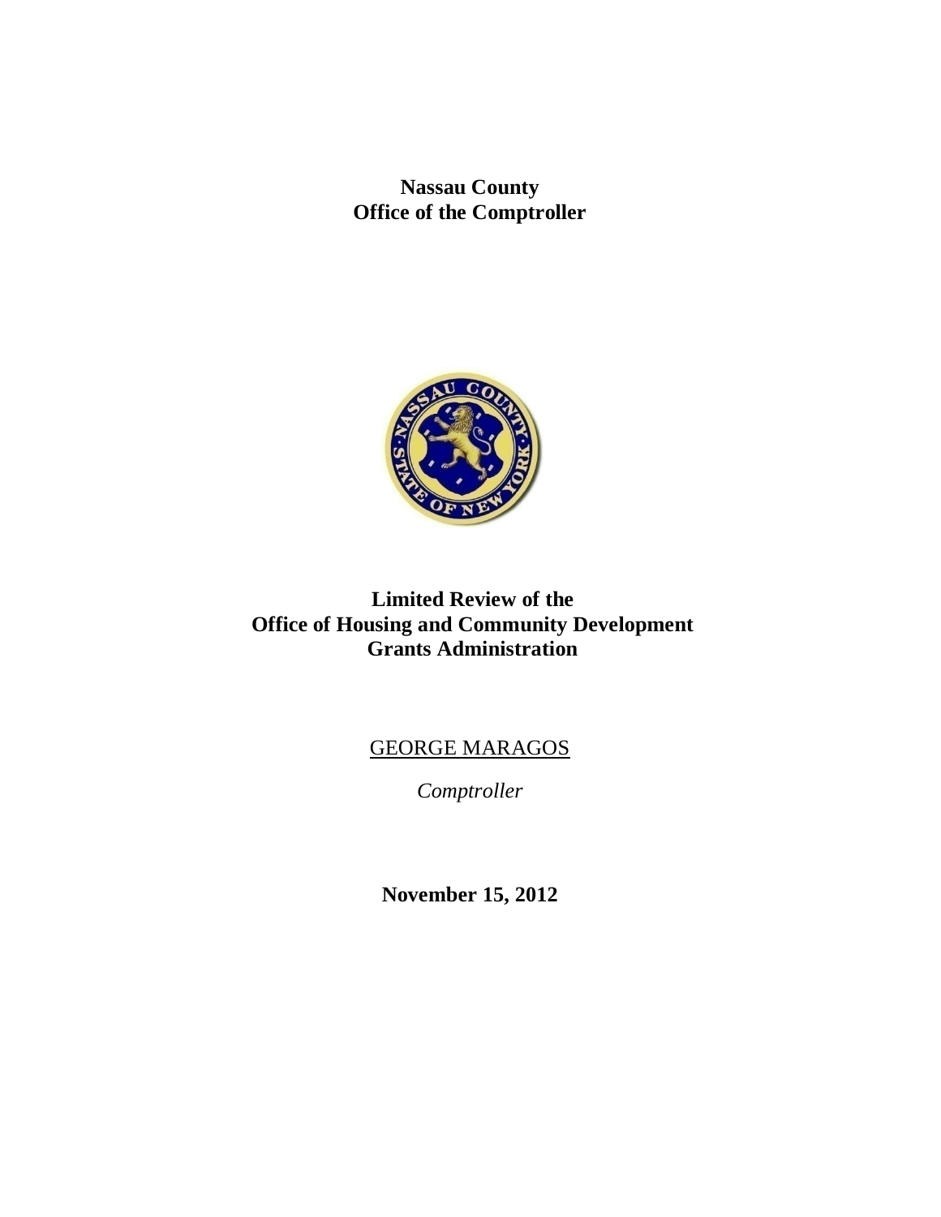**Nassau County**
**Office of the Comptroller**

# Limited Review of the Office of Housing and Community Development Grants Administration

GEORGE MARAGOS

*Comptroller*

**November 15, 2012**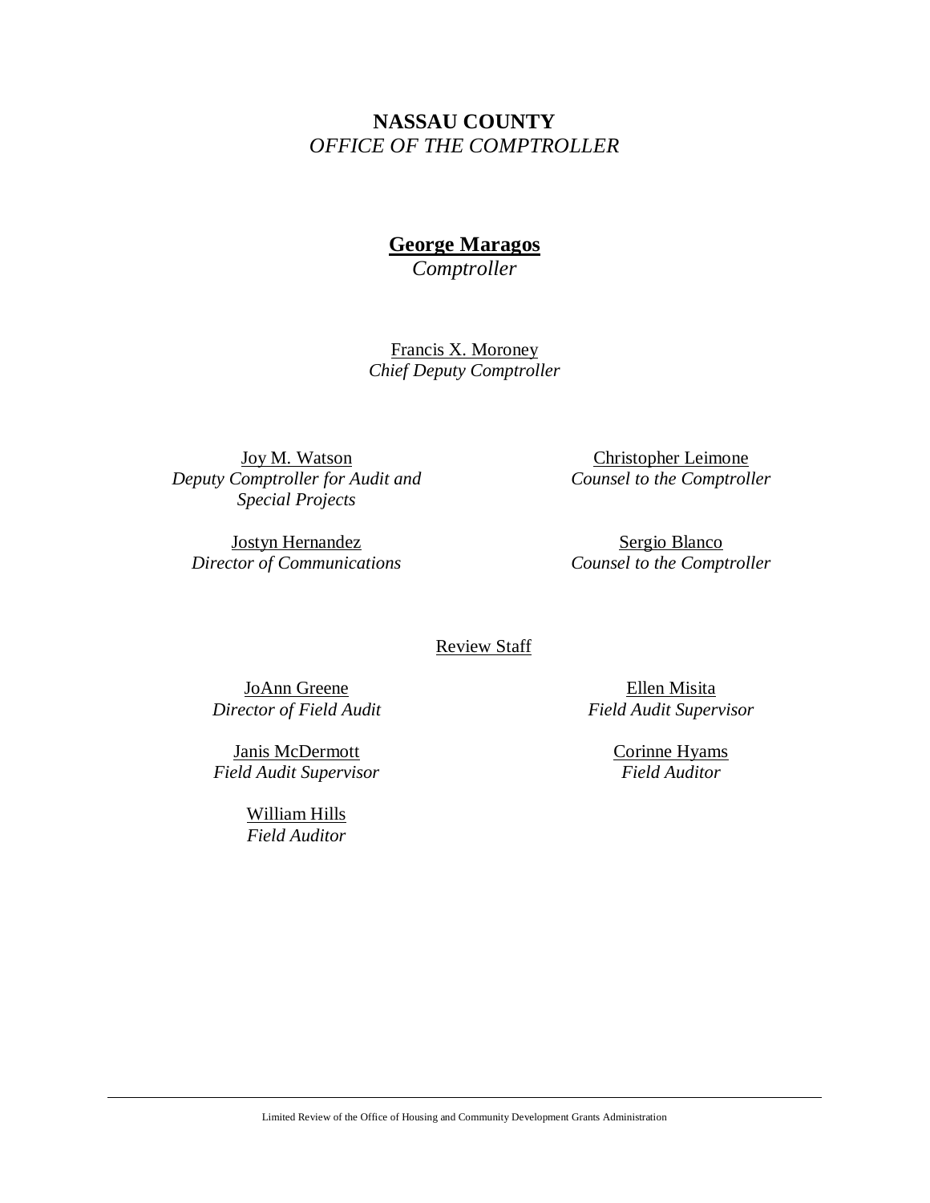**NASSAU COUNTY**

*OFFICE OF THE COMPTROLLER*

**George Maragos**

*Comptroller*

Francis X. Moroney

*Chief Deputy Comptroller*

Joy M. Watson

*Deputy Comptroller for Audit and Special Projects*

Christopher Leimone

*Counsel to the Comptroller*

Jostyn Hernandez

*Director of Communications*

Sergio Blanco

*Counsel to the Comptroller*

Review Staff

JoAnn Greene

*Director of Field Audit*

Ellen Misita

*Field Audit Supervisor*

Janis McDermott

*Field Audit Supervisor*

Corinne Hyams

*Field Auditor*

William Hills

*Field Auditor*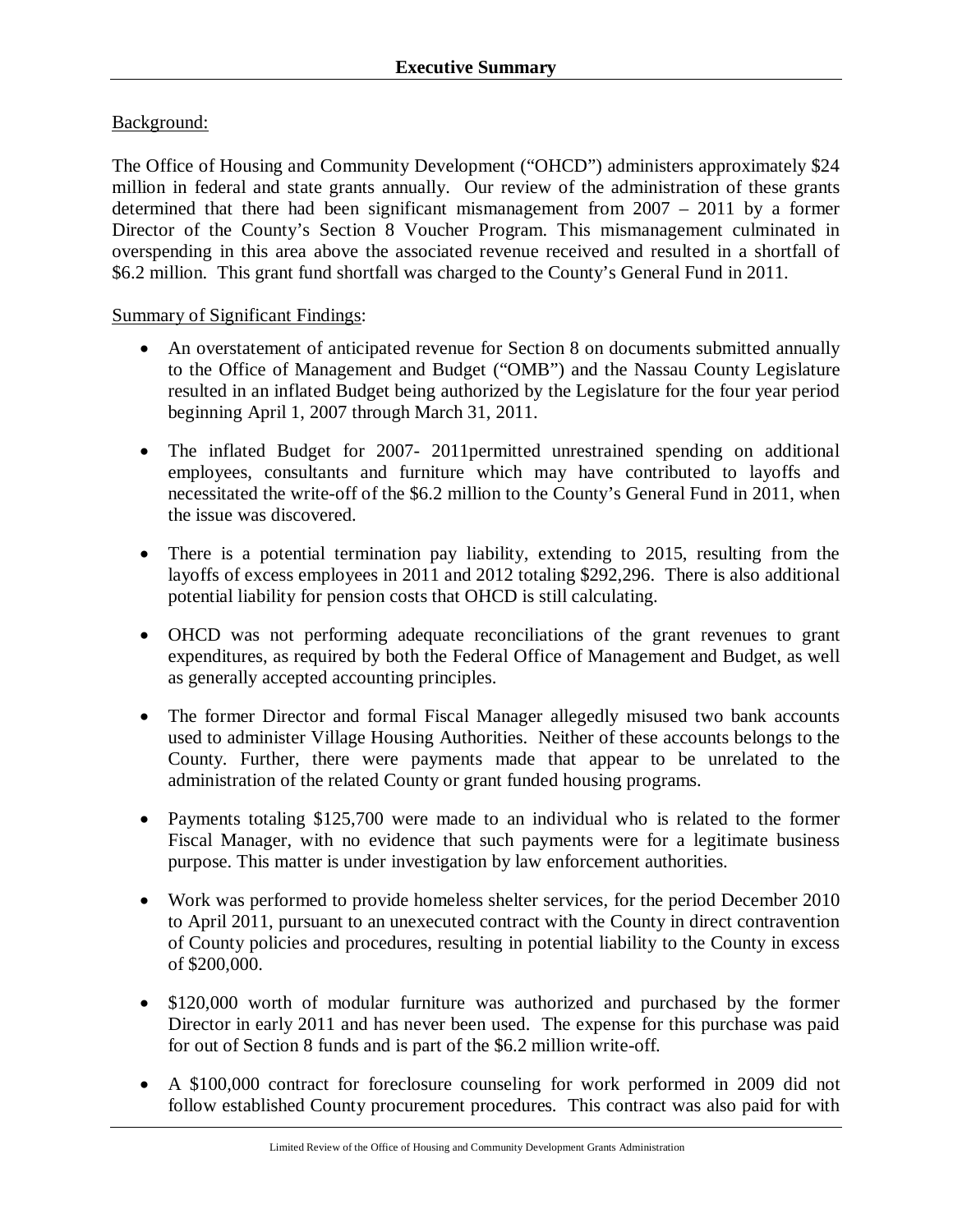# Executive Summary

Background:

The Office of Housing and Community Development ("OHCD") administers approximately $24 million in federal and state grants annually. Our review of the administration of these grants determined that there had been significant mismanagement from 2007 – 2011 by a former Director of the County's Section 8 Voucher Program. This mismanagement culminated in overspending in this area above the associated revenue received and resulted in a shortfall of $6.2 million. This grant fund shortfall was charged to the County's General Fund in 2011.

Summary of Significant Findings:

- An overstatement of anticipated revenue for Section 8 on documents submitted annually to the Office of Management and Budget ("OMB") and the Nassau County Legislature resulted in an inflated Budget being authorized by the Legislature for the four year period beginning April 1, 2007 through March 31, 2011.
- The inflated Budget for 2007- 2011permitted unrestrained spending on additional employees, consultants and furniture which may have contributed to layoffs and necessitated the write-off of the $6.2 million to the County's General Fund in 2011, when the issue was discovered.
- There is a potential termination pay liability, extending to 2015, resulting from the layoffs of excess employees in 2011 and 2012 totaling $292,296. There is also additional potential liability for pension costs that OHCD is still calculating.
- OHCD was not performing adequate reconciliations of the grant revenues to grant expenditures, as required by both the Federal Office of Management and Budget, as well as generally accepted accounting principles.
- The former Director and formal Fiscal Manager allegedly misused two bank accounts used to administer Village Housing Authorities. Neither of these accounts belongs to the County. Further, there were payments made that appear to be unrelated to the administration of the related County or grant funded housing programs.
- Payments totaling $125,700 were made to an individual who is related to the former Fiscal Manager, with no evidence that such payments were for a legitimate business purpose. This matter is under investigation by law enforcement authorities.
- Work was performed to provide homeless shelter services, for the period December 2010 to April 2011, pursuant to an unexecuted contract with the County in direct contravention of County policies and procedures, resulting in potential liability to the County in excess of $200,000.
- $120,000 worth of modular furniture was authorized and purchased by the former Director in early 2011 and has never been used. The expense for this purchase was paid for out of Section 8 funds and is part of the $6.2 million write-off.
- A $100,000 contract for foreclosure counseling for work performed in 2009 did not follow established County procurement procedures. This contract was also paid for with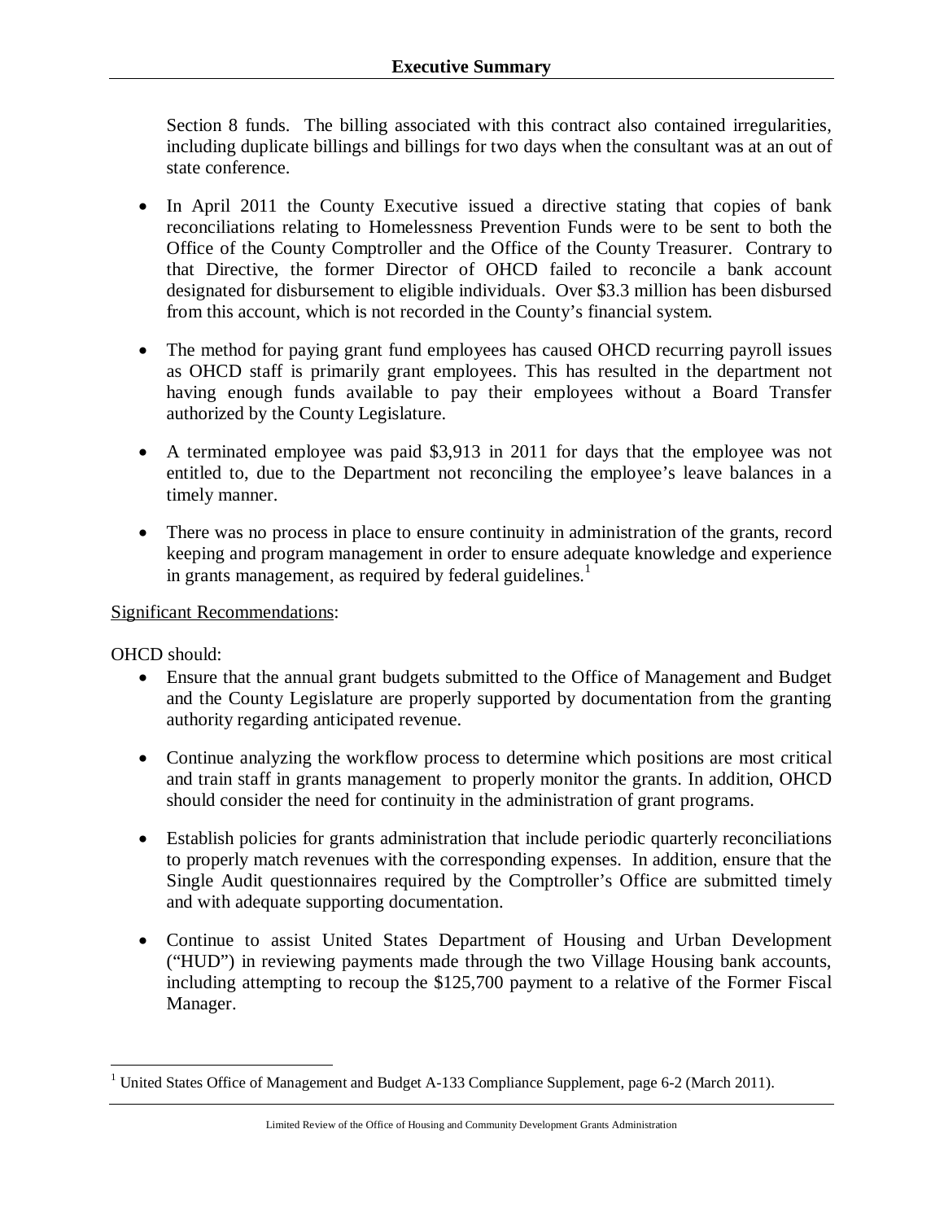Section 8 funds. The billing associated with this contract also contained irregularities, including duplicate billings and billings for two days when the consultant was at an out of state conference.

- In April 2011 the County Executive issued a directive stating that copies of bank reconciliations relating to Homelessness Prevention Funds were to be sent to both the Office of the County Comptroller and the Office of the County Treasurer. Contrary to that Directive, the former Director of OHCD failed to reconcile a bank account designated for disbursement to eligible individuals. Over $3.3 million has been disbursed from this account, which is not recorded in the County's financial system.

- The method for paying grant fund employees has caused OHCD recurring payroll issues as OHCD staff is primarily grant employees. This has resulted in the department not having enough funds available to pay their employees without a Board Transfer authorized by the County Legislature.

- A terminated employee was paid $3,913 in 2011 for days that the employee was not entitled to, due to the Department not reconciling the employee's leave balances in a timely manner.

- There was no process in place to ensure continuity in administration of the grants, record keeping and program management in order to ensure adequate knowledge and experience in grants management, as required by federal guidelines.[1]

<u>Significant Recommendations</u>:

OHCD should:

- Ensure that the annual grant budgets submitted to the Office of Management and Budget and the County Legislature are properly supported by documentation from the granting authority regarding anticipated revenue.

- Continue analyzing the workflow process to determine which positions are most critical and train staff in grants management to properly monitor the grants. In addition, OHCD should consider the need for continuity in the administration of grant programs.

- Establish policies for grants administration that include periodic quarterly reconciliations to properly match revenues with the corresponding expenses. In addition, ensure that the Single Audit questionnaires required by the Comptroller's Office are submitted timely and with adequate supporting documentation.

- Continue to assist United States Department of Housing and Urban Development ("HUD") in reviewing payments made through the two Village Housing bank accounts, including attempting to recoup the $125,700 payment to a relative of the Former Fiscal Manager.

---

[1] United States Office of Management and Budget A-133 Compliance Supplement, page 6-2 (March 2011).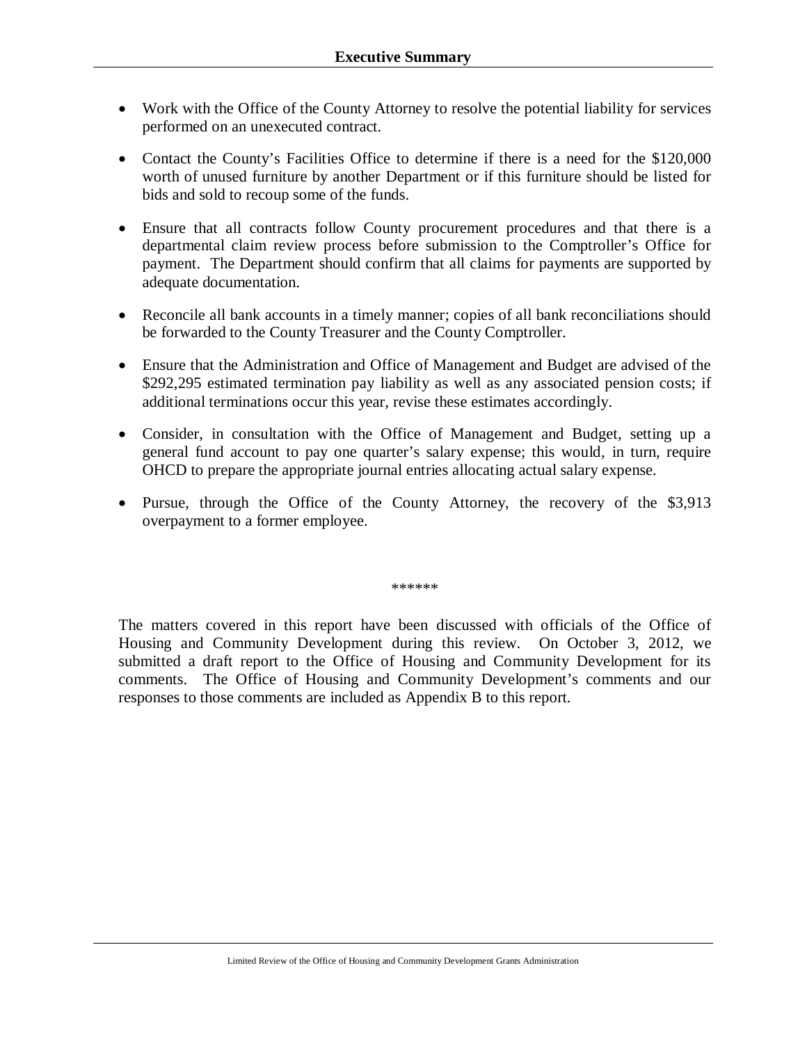# Executive Summary

- Work with the Office of the County Attorney to resolve the potential liability for services performed on an unexecuted contract.
- Contact the County's Facilities Office to determine if there is a need for the $120,000 worth of unused furniture by another Department or if this furniture should be listed for bids and sold to recoup some of the funds.
- Ensure that all contracts follow County procurement procedures and that there is a departmental claim review process before submission to the Comptroller's Office for payment. The Department should confirm that all claims for payments are supported by adequate documentation.
- Reconcile all bank accounts in a timely manner; copies of all bank reconciliations should be forwarded to the County Treasurer and the County Comptroller.
- Ensure that the Administration and Office of Management and Budget are advised of the $292,295 estimated termination pay liability as well as any associated pension costs; if additional terminations occur this year, revise these estimates accordingly.
- Consider, in consultation with the Office of Management and Budget, setting up a general fund account to pay one quarter's salary expense; this would, in turn, require OHCD to prepare the appropriate journal entries allocating actual salary expense.
- Pursue, through the Office of the County Attorney, the recovery of the $3,913 overpayment to a former employee.

******

The matters covered in this report have been discussed with officials of the Office of Housing and Community Development during this review. On October 3, 2012, we submitted a draft report to the Office of Housing and Community Development for its comments. The Office of Housing and Community Development's comments and our responses to those comments are included as Appendix B to this report.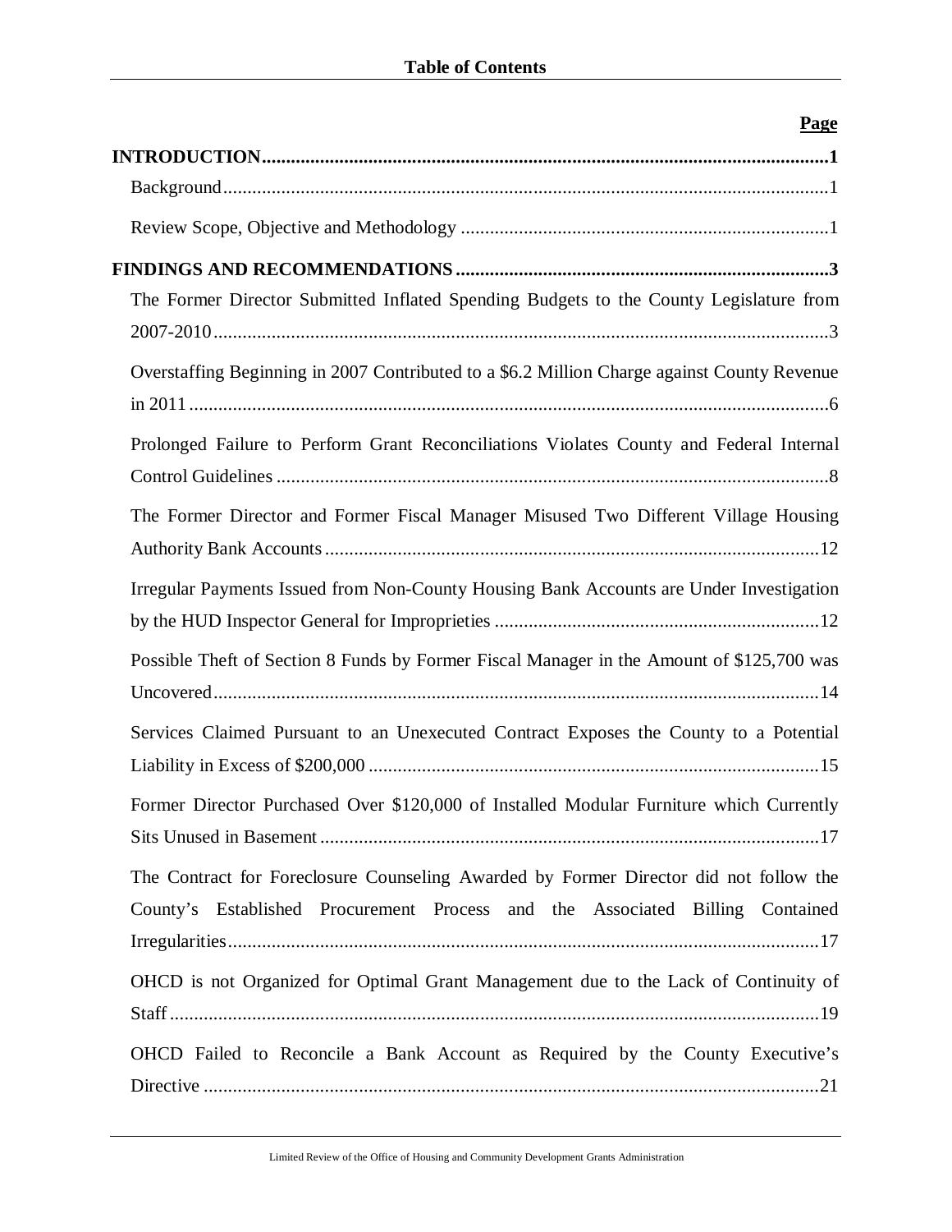# Table of Contents

| | Page |
|---|---|
| **INTRODUCTION** | **1** |
| Background | 1 |
| Review Scope, Objective and Methodology | 1 |
| **FINDINGS AND RECOMMENDATIONS** | **3** |
| The Former Director Submitted Inflated Spending Budgets to the County Legislature from 2007-2010 | 3 |
| Overstaffing Beginning in 2007 Contributed to a $6.2 Million Charge against County Revenue in 2011 | 6 |
| Prolonged Failure to Perform Grant Reconciliations Violates County and Federal Internal Control Guidelines | 8 |
| The Former Director and Former Fiscal Manager Misused Two Different Village Housing Authority Bank Accounts | 12 |
| Irregular Payments Issued from Non-County Housing Bank Accounts are Under Investigation by the HUD Inspector General for Improprieties | 12 |
| Possible Theft of Section 8 Funds by Former Fiscal Manager in the Amount of $125,700 was Uncovered | 14 |
| Services Claimed Pursuant to an Unexecuted Contract Exposes the County to a Potential Liability in Excess of $200,000 | 15 |
| Former Director Purchased Over $120,000 of Installed Modular Furniture which Currently Sits Unused in Basement | 17 |
| The Contract for Foreclosure Counseling Awarded by Former Director did not follow the County's Established Procurement Process and the Associated Billing Contained Irregularities | 17 |
| OHCD is not Organized for Optimal Grant Management due to the Lack of Continuity of Staff | 19 |
| OHCD Failed to Reconcile a Bank Account as Required by the County Executive's Directive | 21 |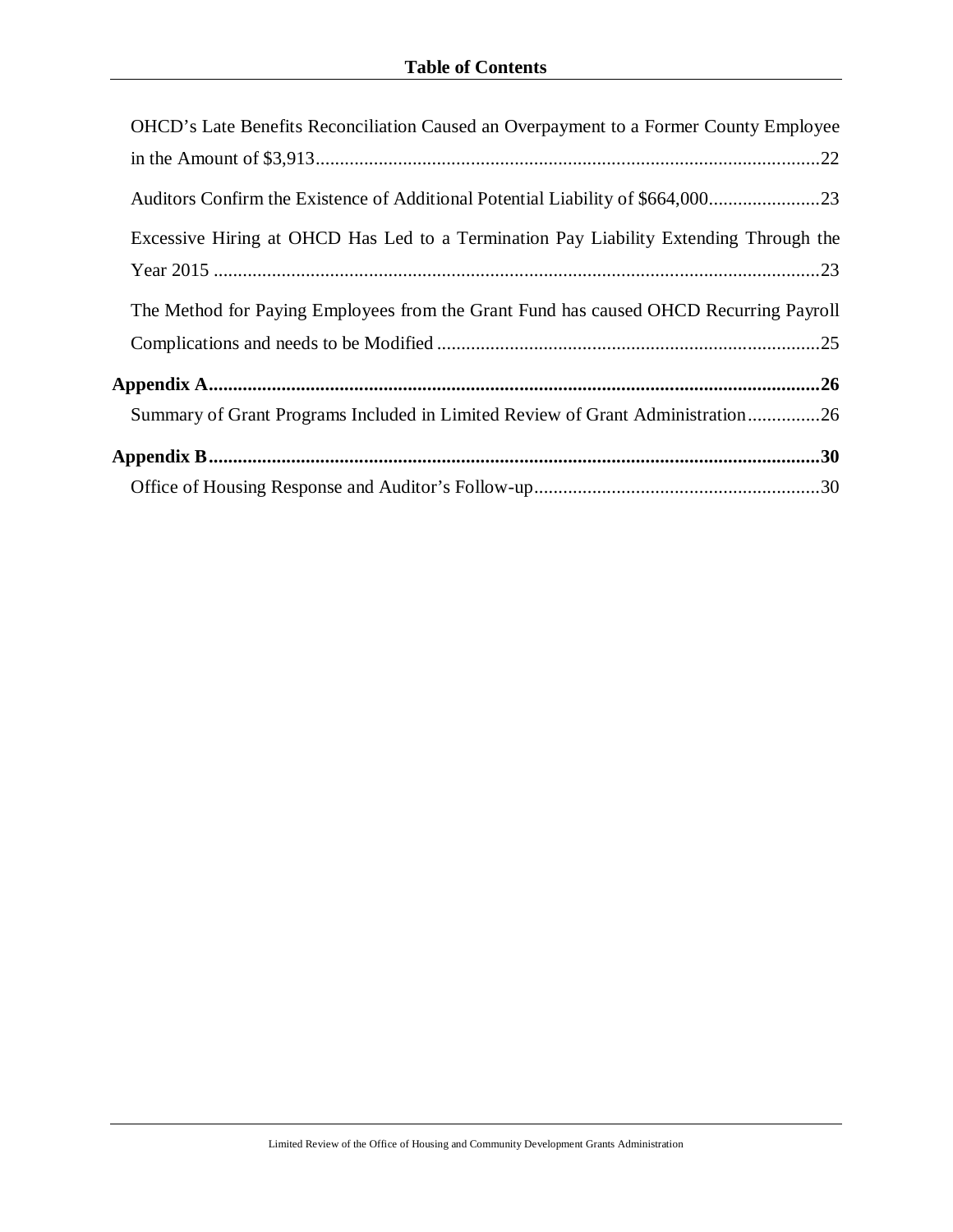## Table of Contents

- OHCD's Late Benefits Reconciliation Caused an Overpayment to a Former County Employee in the Amount of $3,913 .......... 22
- Auditors Confirm the Existence of Additional Potential Liability of $664,000 .......... 23
- Excessive Hiring at OHCD Has Led to a Termination Pay Liability Extending Through the Year 2015 .......... 23
- The Method for Paying Employees from the Grant Fund has caused OHCD Recurring Payroll Complications and needs to be Modified .......... 25

**Appendix A .......... 26**

- Summary of Grant Programs Included in Limited Review of Grant Administration .......... 26

**Appendix B .......... 30**

- Office of Housing Response and Auditor's Follow-up .......... 30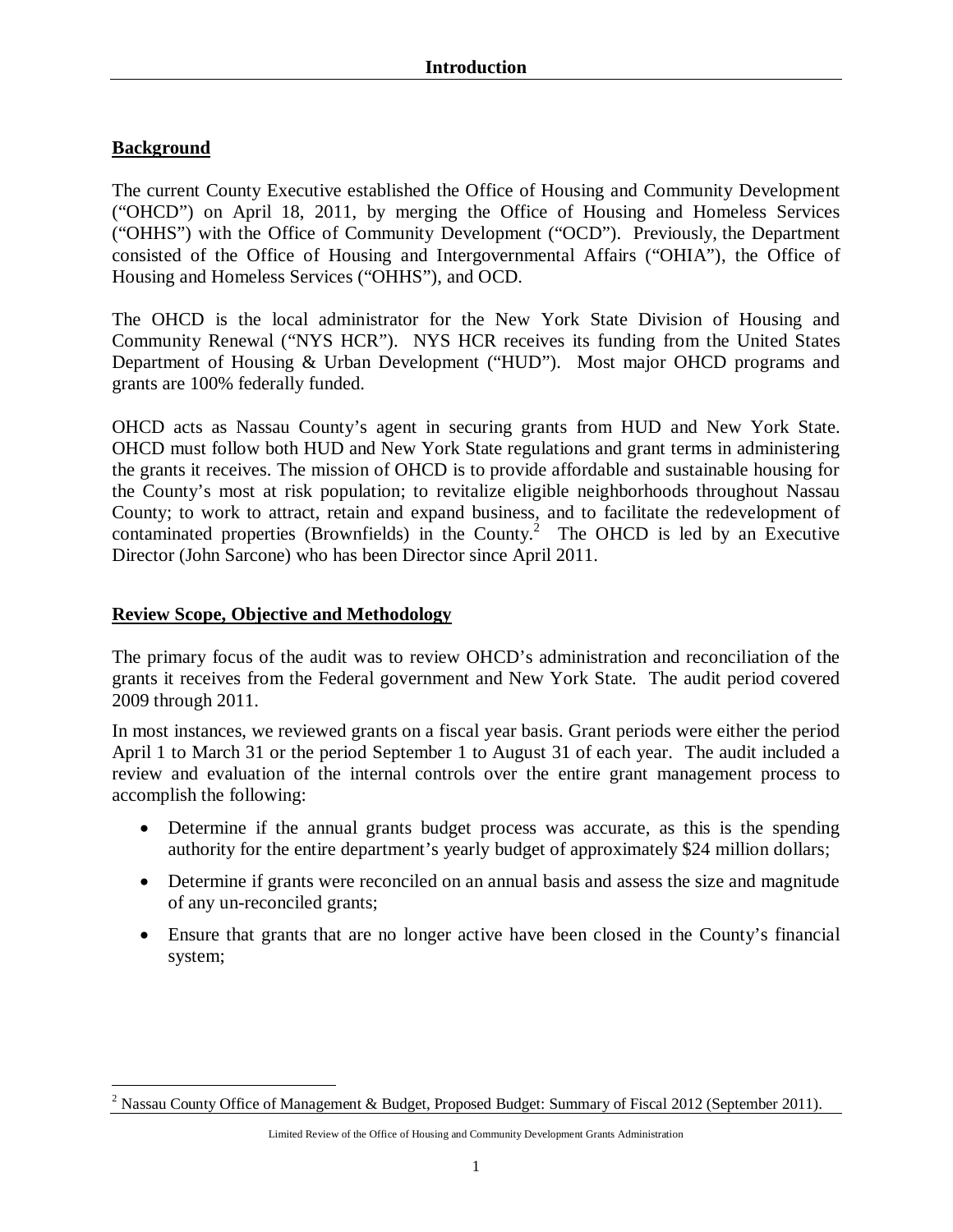# Introduction

## Background

The current County Executive established the Office of Housing and Community Development ("OHCD") on April 18, 2011, by merging the Office of Housing and Homeless Services ("OHHS") with the Office of Community Development ("OCD"). Previously, the Department consisted of the Office of Housing and Intergovernmental Affairs ("OHIA"), the Office of Housing and Homeless Services ("OHHS"), and OCD.

The OHCD is the local administrator for the New York State Division of Housing and Community Renewal ("NYS HCR"). NYS HCR receives its funding from the United States Department of Housing & Urban Development ("HUD"). Most major OHCD programs and grants are 100% federally funded.

OHCD acts as Nassau County's agent in securing grants from HUD and New York State. OHCD must follow both HUD and New York State regulations and grant terms in administering the grants it receives. The mission of OHCD is to provide affordable and sustainable housing for the County's most at risk population; to revitalize eligible neighborhoods throughout Nassau County; to work to attract, retain and expand business, and to facilitate the redevelopment of contaminated properties (Brownfields) in the County.[2] The OHCD is led by an Executive Director (John Sarcone) who has been Director since April 2011.

## Review Scope, Objective and Methodology

The primary focus of the audit was to review OHCD's administration and reconciliation of the grants it receives from the Federal government and New York State. The audit period covered 2009 through 2011.

In most instances, we reviewed grants on a fiscal year basis. Grant periods were either the period April 1 to March 31 or the period September 1 to August 31 of each year. The audit included a review and evaluation of the internal controls over the entire grant management process to accomplish the following:

- Determine if the annual grants budget process was accurate, as this is the spending authority for the entire department's yearly budget of approximately $24 million dollars;
- Determine if grants were reconciled on an annual basis and assess the size and magnitude of any un-reconciled grants;
- Ensure that grants that are no longer active have been closed in the County's financial system;

[2] Nassau County Office of Management & Budget, Proposed Budget: Summary of Fiscal 2012 (September 2011).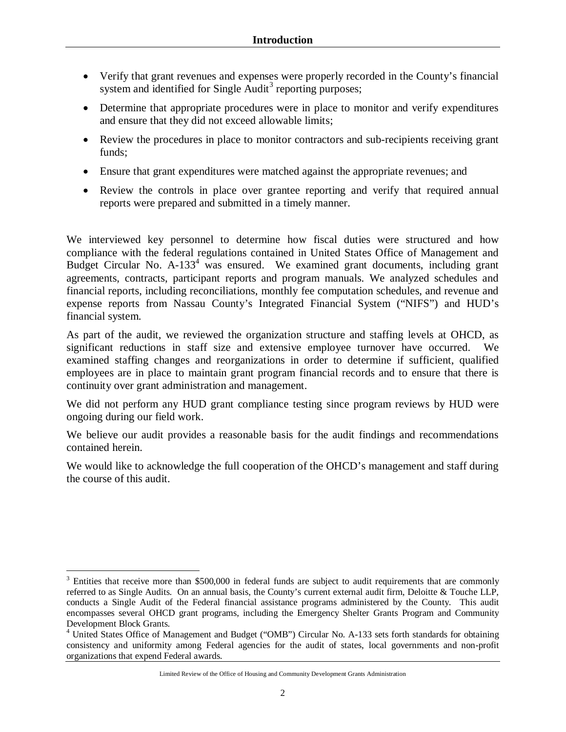- Verify that grant revenues and expenses were properly recorded in the County's financial system and identified for Single Audit[3] reporting purposes;
- Determine that appropriate procedures were in place to monitor and verify expenditures and ensure that they did not exceed allowable limits;
- Review the procedures in place to monitor contractors and sub-recipients receiving grant funds;
- Ensure that grant expenditures were matched against the appropriate revenues; and
- Review the controls in place over grantee reporting and verify that required annual reports were prepared and submitted in a timely manner.

We interviewed key personnel to determine how fiscal duties were structured and how compliance with the federal regulations contained in United States Office of Management and Budget Circular No. A-133[4] was ensured. We examined grant documents, including grant agreements, contracts, participant reports and program manuals. We analyzed schedules and financial reports, including reconciliations, monthly fee computation schedules, and revenue and expense reports from Nassau County's Integrated Financial System ("NIFS") and HUD's financial system.

As part of the audit, we reviewed the organization structure and staffing levels at OHCD, as significant reductions in staff size and extensive employee turnover have occurred. We examined staffing changes and reorganizations in order to determine if sufficient, qualified employees are in place to maintain grant program financial records and to ensure that there is continuity over grant administration and management.

We did not perform any HUD grant compliance testing since program reviews by HUD were ongoing during our field work.

We believe our audit provides a reasonable basis for the audit findings and recommendations contained herein.

We would like to acknowledge the full cooperation of the OHCD's management and staff during the course of this audit.

---

[3] Entities that receive more than $500,000 in federal funds are subject to audit requirements that are commonly referred to as Single Audits. On an annual basis, the County's current external audit firm, Deloitte & Touche LLP, conducts a Single Audit of the Federal financial assistance programs administered by the County. This audit encompasses several OHCD grant programs, including the Emergency Shelter Grants Program and Community Development Block Grants.

[4] United States Office of Management and Budget ("OMB") Circular No. A-133 sets forth standards for obtaining consistency and uniformity among Federal agencies for the audit of states, local governments and non-profit organizations that expend Federal awards.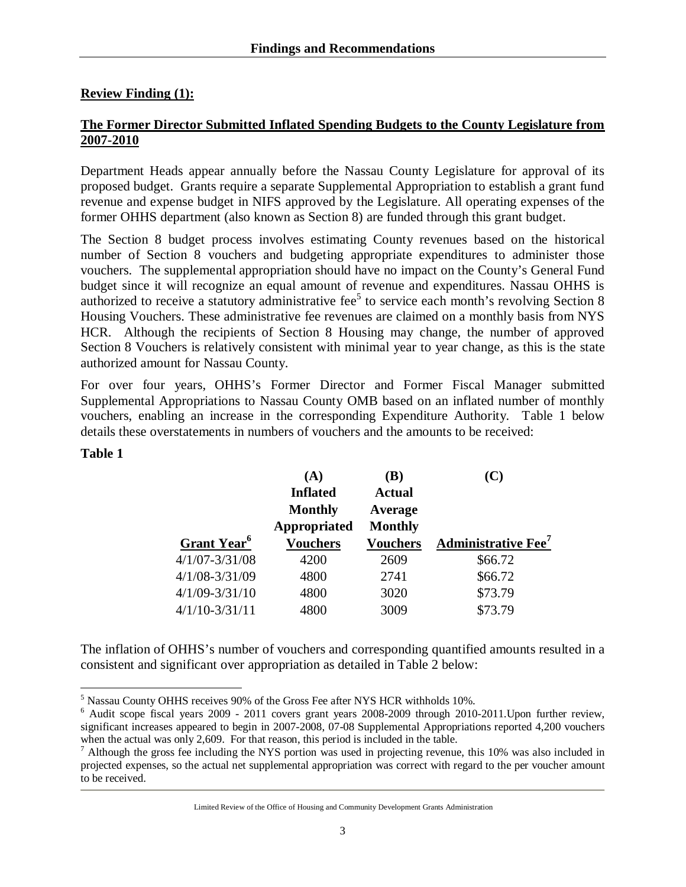**Review Finding (1):**

**The Former Director Submitted Inflated Spending Budgets to the County Legislature from 2007-2010**

Department Heads appear annually before the Nassau County Legislature for approval of its proposed budget. Grants require a separate Supplemental Appropriation to establish a grant fund revenue and expense budget in NIFS approved by the Legislature. All operating expenses of the former OHHS department (also known as Section 8) are funded through this grant budget.

The Section 8 budget process involves estimating County revenues based on the historical number of Section 8 vouchers and budgeting appropriate expenditures to administer those vouchers. The supplemental appropriation should have no impact on the County's General Fund budget since it will recognize an equal amount of revenue and expenditures. Nassau OHHS is authorized to receive a statutory administrative fee[5] to service each month's revolving Section 8 Housing Vouchers. These administrative fee revenues are claimed on a monthly basis from NYS HCR. Although the recipients of Section 8 Housing may change, the number of approved Section 8 Vouchers is relatively consistent with minimal year to year change, as this is the state authorized amount for Nassau County.

For over four years, OHHS's Former Director and Former Fiscal Manager submitted Supplemental Appropriations to Nassau County OMB based on an inflated number of monthly vouchers, enabling an increase in the corresponding Expenditure Authority. Table 1 below details these overstatements in numbers of vouchers and the amounts to be received:

**Table 1**

| Grant Year[6] | (A) Inflated Monthly Appropriated Vouchers | (B) Actual Average Monthly Vouchers | (C) Administrative Fee[7] |
|---|---|---|---|
| 4/1/07-3/31/08 | 4200 | 2609 | $66.72 |
| 4/1/08-3/31/09 | 4800 | 2741 | $66.72 |
| 4/1/09-3/31/10 | 4800 | 3020 | $73.79 |
| 4/1/10-3/31/11 | 4800 | 3009 | $73.79 |

The inflation of OHHS's number of vouchers and corresponding quantified amounts resulted in a consistent and significant over appropriation as detailed in Table 2 below:

[5] Nassau County OHHS receives 90% of the Gross Fee after NYS HCR withholds 10%.

[6] Audit scope fiscal years 2009 - 2011 covers grant years 2008-2009 through 2010-2011.Upon further review, significant increases appeared to begin in 2007-2008, 07-08 Supplemental Appropriations reported 4,200 vouchers when the actual was only 2,609. For that reason, this period is included in the table.

[7] Although the gross fee including the NYS portion was used in projecting revenue, this 10% was also included in projected expenses, so the actual net supplemental appropriation was correct with regard to the per voucher amount to be received.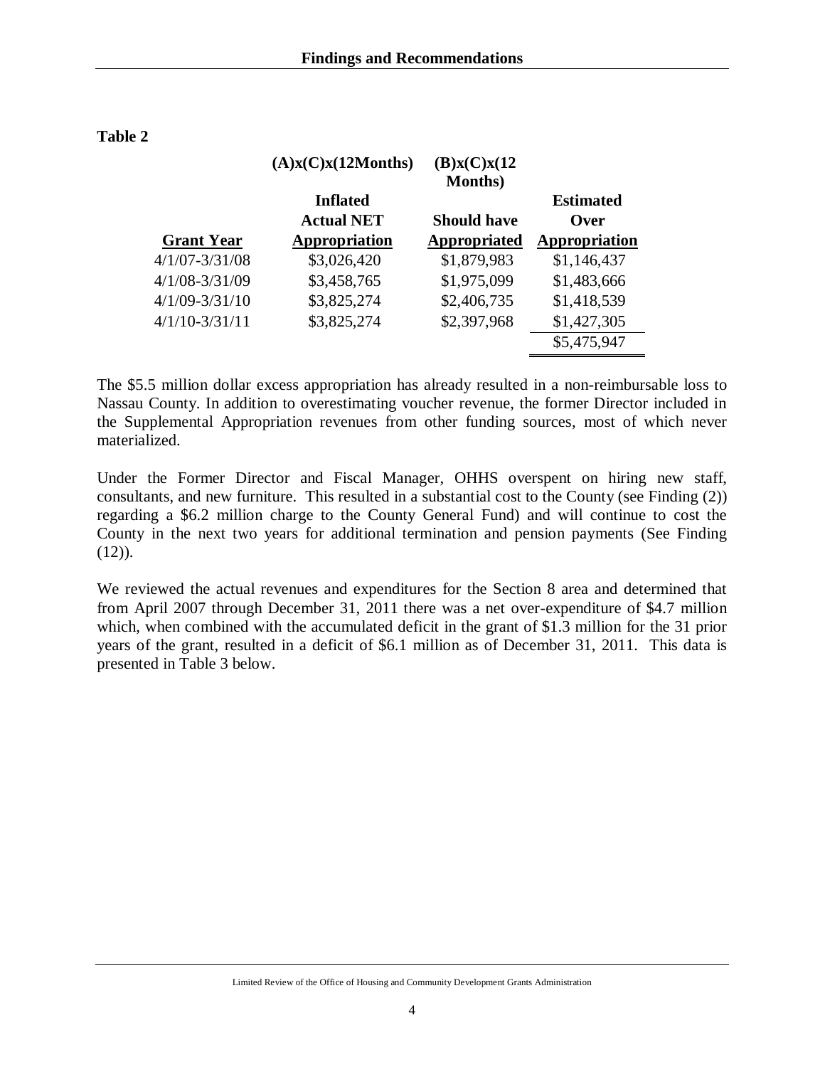**Table 2**

| Grant Year | (A)x(C)x(12Months)<br>Inflated Actual NET Appropriation | (B)x(C)x(12 Months)<br>Should have Appropriated | Estimated Over Appropriation |
|---|---|---|---|
| 4/1/07-3/31/08 | $3,026,420 | $1,879,983 | $1,146,437 |
| 4/1/08-3/31/09 | $3,458,765 | $1,975,099 | $1,483,666 |
| 4/1/09-3/31/10 | $3,825,274 | $2,406,735 | $1,418,539 |
| 4/1/10-3/31/11 | $3,825,274 | $2,397,968 | $1,427,305 |
| | | | $5,475,947 |

The $5.5 million dollar excess appropriation has already resulted in a non-reimbursable loss to Nassau County. In addition to overestimating voucher revenue, the former Director included in the Supplemental Appropriation revenues from other funding sources, most of which never materialized.

Under the Former Director and Fiscal Manager, OHHS overspent on hiring new staff, consultants, and new furniture. This resulted in a substantial cost to the County (see Finding (2)) regarding a $6.2 million charge to the County General Fund) and will continue to cost the County in the next two years for additional termination and pension payments (See Finding (12)).

We reviewed the actual revenues and expenditures for the Section 8 area and determined that from April 2007 through December 31, 2011 there was a net over-expenditure of $4.7 million which, when combined with the accumulated deficit in the grant of $1.3 million for the 31 prior years of the grant, resulted in a deficit of $6.1 million as of December 31, 2011. This data is presented in Table 3 below.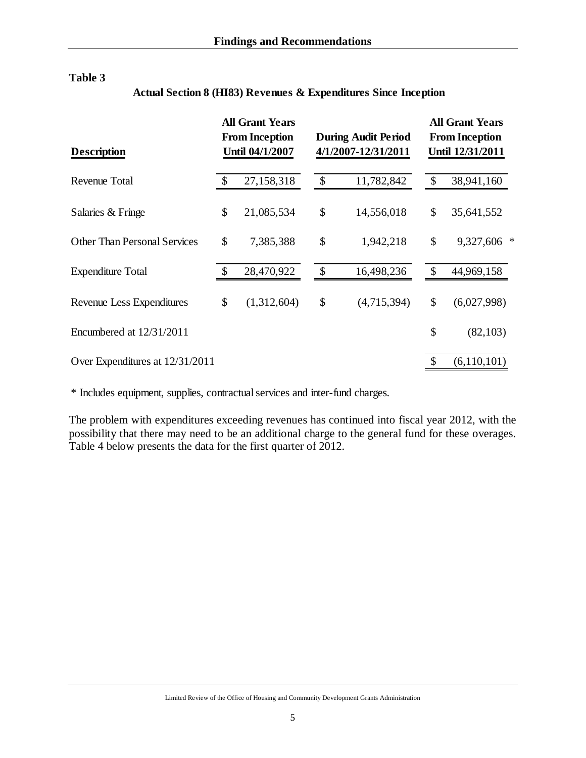**Table 3**

**Actual Section 8 (HI83) Revenues & Expenditures Since Inception**

| Description | All Grant Years From Inception Until 04/1/2007 | During Audit Period 4/1/2007-12/31/2011 | All Grant Years From Inception Until 12/31/2011 |
|---|---|---|---|
| Revenue Total | $ 27,158,318 | $ 11,782,842 | $ 38,941,160 |
| Salaries & Fringe | $ 21,085,534 | $ 14,556,018 | $ 35,641,552 |
| Other Than Personal Services | $ 7,385,388 | $ 1,942,218 | $ 9,327,606 * |
| Expenditure Total | $ 28,470,922 | $ 16,498,236 | $ 44,969,158 |
| Revenue Less Expenditures | $ (1,312,604) | $ (4,715,394) | $ (6,027,998) |
| Encumbered at 12/31/2011 | | | $ (82,103) |
| Over Expenditures at 12/31/2011 | | | $ (6,110,101) |

\* Includes equipment, supplies, contractual services and inter-fund charges.

The problem with expenditures exceeding revenues has continued into fiscal year 2012, with the possibility that there may need to be an additional charge to the general fund for these overages. Table 4 below presents the data for the first quarter of 2012.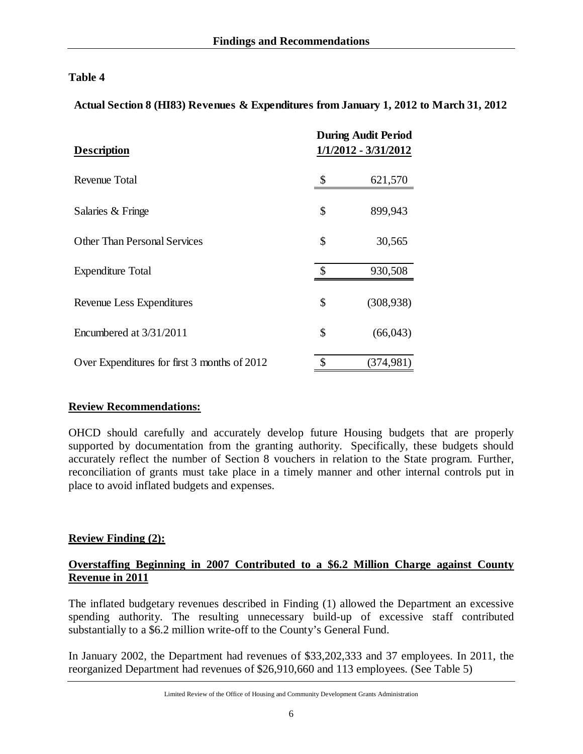**Table 4**

**Actual Section 8 (HI83) Revenues & Expenditures from January 1, 2012 to March 31, 2012**

| **Description** | **During Audit Period 1/1/2012 - 3/31/2012** |
|---|---|
| Revenue Total | $ 621,570 |
| Salaries & Fringe | $ 899,943 |
| Other Than Personal Services | $ 30,565 |
| Expenditure Total | $ 930,508 |
| Revenue Less Expenditures | $ (308,938) |
| Encumbered at 3/31/2011 | $ (66,043) |
| Over Expenditures for first 3 months of 2012 | $ (374,981) |

**Review Recommendations:**

OHCD should carefully and accurately develop future Housing budgets that are properly supported by documentation from the granting authority. Specifically, these budgets should accurately reflect the number of Section 8 vouchers in relation to the State program. Further, reconciliation of grants must take place in a timely manner and other internal controls put in place to avoid inflated budgets and expenses.

**Review Finding (2):**

**Overstaffing Beginning in 2007 Contributed to a $6.2 Million Charge against County Revenue in 2011**

The inflated budgetary revenues described in Finding (1) allowed the Department an excessive spending authority. The resulting unnecessary build-up of excessive staff contributed substantially to a $6.2 million write-off to the County's General Fund.

In January 2002, the Department had revenues of $33,202,333 and 37 employees. In 2011, the reorganized Department had revenues of $26,910,660 and 113 employees. (See Table 5)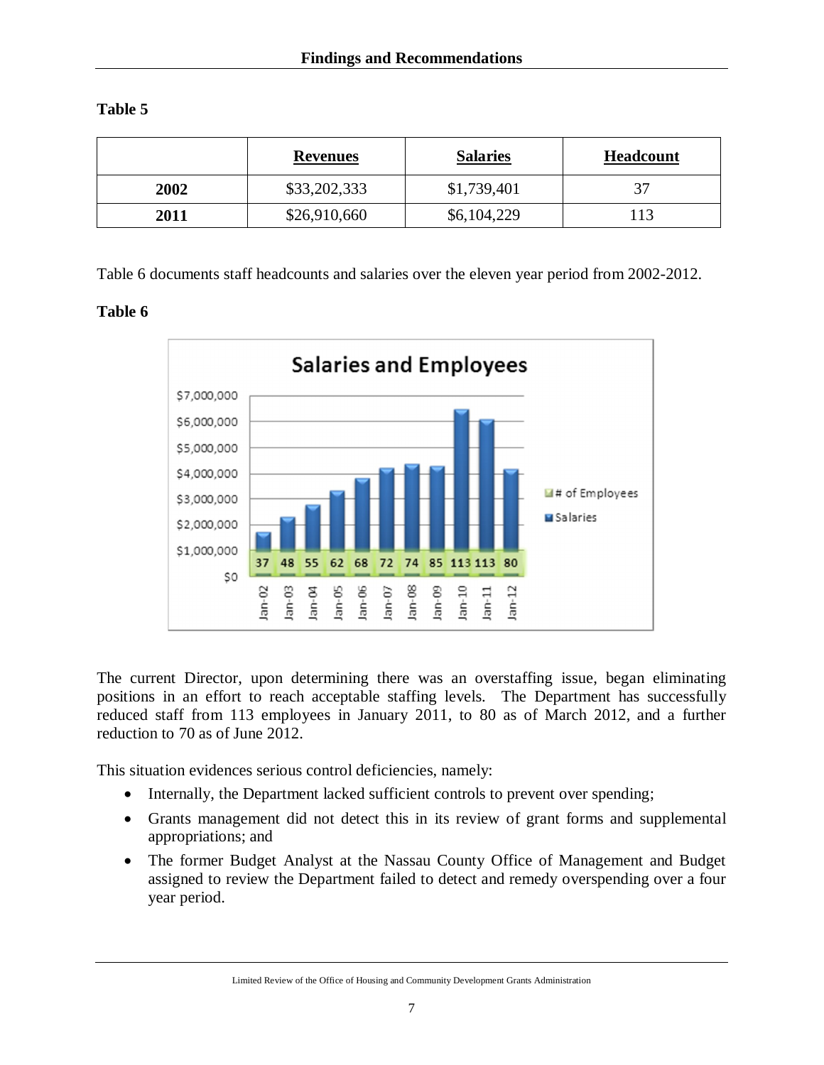**Table 5**

| | Revenues | Salaries | Headcount |
|---|---|---|---|
| **2002** | $33,202,333 | $1,739,401 | 37 |
| **2011** | $26,910,660 | $6,104,229 | 113 |

Table 6 documents staff headcounts and salaries over the eleven year period from 2002-2012.

**Table 6**

**Salaries and Employees**

| | Jan-02 | Jan-03 | Jan-04 | Jan-05 | Jan-06 | Jan-07 | Jan-08 | Jan-09 | Jan-10 | Jan-11 | Jan-12 |
|---|---|---|---|---|---|---|---|---|---|---|---|
| # of Employees | 37 | 48 | 55 | 62 | 68 | 72 | 74 | 85 | 113 | 113 | 80 |

The current Director, upon determining there was an overstaffing issue, began eliminating positions in an effort to reach acceptable staffing levels. The Department has successfully reduced staff from 113 employees in January 2011, to 80 as of March 2012, and a further reduction to 70 as of June 2012.

This situation evidences serious control deficiencies, namely:

- Internally, the Department lacked sufficient controls to prevent over spending;
- Grants management did not detect this in its review of grant forms and supplemental appropriations; and
- The former Budget Analyst at the Nassau County Office of Management and Budget assigned to review the Department failed to detect and remedy overspending over a four year period.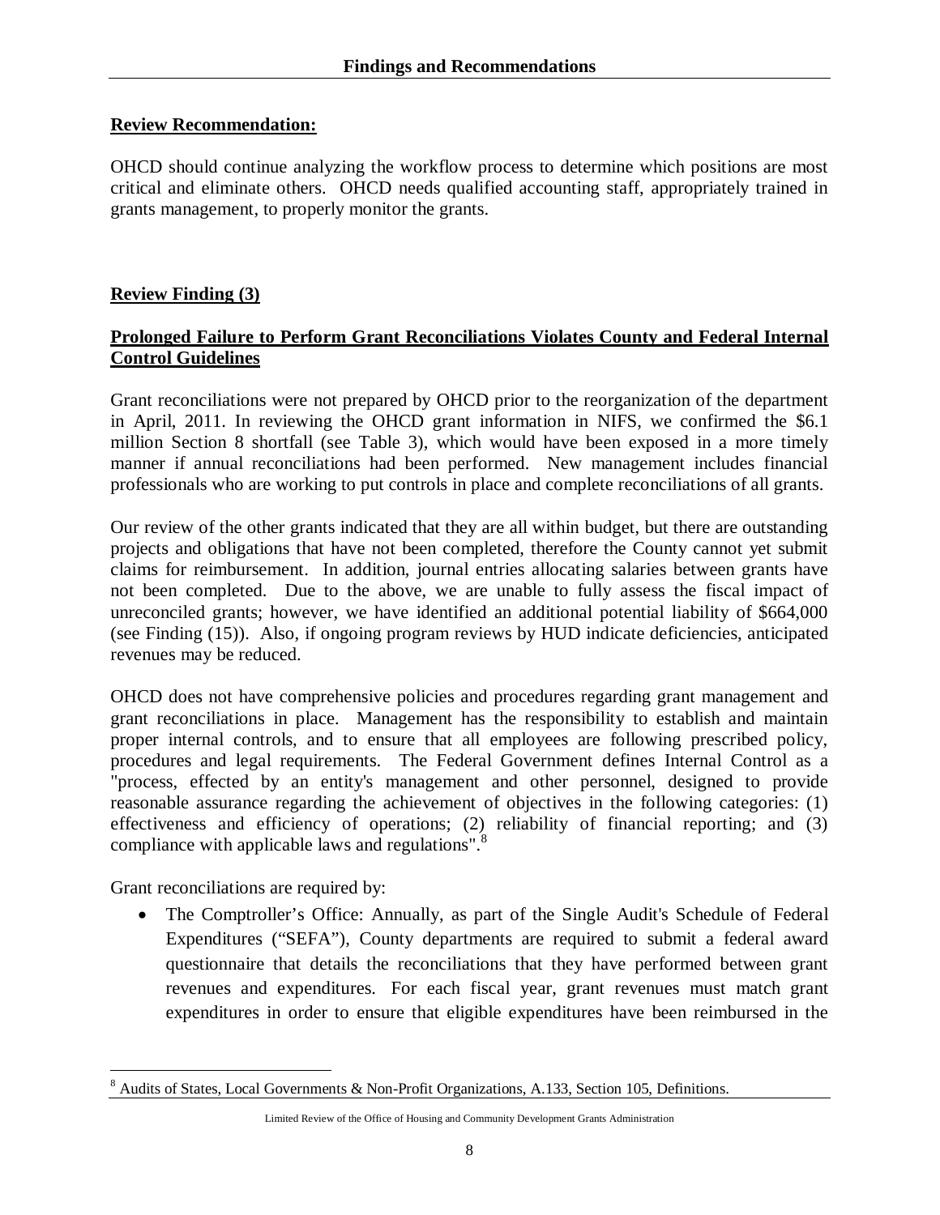**Review Recommendation:**

OHCD should continue analyzing the workflow process to determine which positions are most critical and eliminate others. OHCD needs qualified accounting staff, appropriately trained in grants management, to properly monitor the grants.

**Review Finding (3)**

**Prolonged Failure to Perform Grant Reconciliations Violates County and Federal Internal Control Guidelines**

Grant reconciliations were not prepared by OHCD prior to the reorganization of the department in April, 2011. In reviewing the OHCD grant information in NIFS, we confirmed the $6.1 million Section 8 shortfall (see Table 3), which would have been exposed in a more timely manner if annual reconciliations had been performed. New management includes financial professionals who are working to put controls in place and complete reconciliations of all grants.

Our review of the other grants indicated that they are all within budget, but there are outstanding projects and obligations that have not been completed, therefore the County cannot yet submit claims for reimbursement. In addition, journal entries allocating salaries between grants have not been completed. Due to the above, we are unable to fully assess the fiscal impact of unreconciled grants; however, we have identified an additional potential liability of $664,000 (see Finding (15)). Also, if ongoing program reviews by HUD indicate deficiencies, anticipated revenues may be reduced.

OHCD does not have comprehensive policies and procedures regarding grant management and grant reconciliations in place. Management has the responsibility to establish and maintain proper internal controls, and to ensure that all employees are following prescribed policy, procedures and legal requirements. The Federal Government defines Internal Control as a "process, effected by an entity's management and other personnel, designed to provide reasonable assurance regarding the achievement of objectives in the following categories: (1) effectiveness and efficiency of operations; (2) reliability of financial reporting; and (3) compliance with applicable laws and regulations".[8]

Grant reconciliations are required by:

- The Comptroller's Office: Annually, as part of the Single Audit's Schedule of Federal Expenditures ("SEFA"), County departments are required to submit a federal award questionnaire that details the reconciliations that they have performed between grant revenues and expenditures. For each fiscal year, grant revenues must match grant expenditures in order to ensure that eligible expenditures have been reimbursed in the

[8] Audits of States, Local Governments & Non-Profit Organizations, A.133, Section 105, Definitions.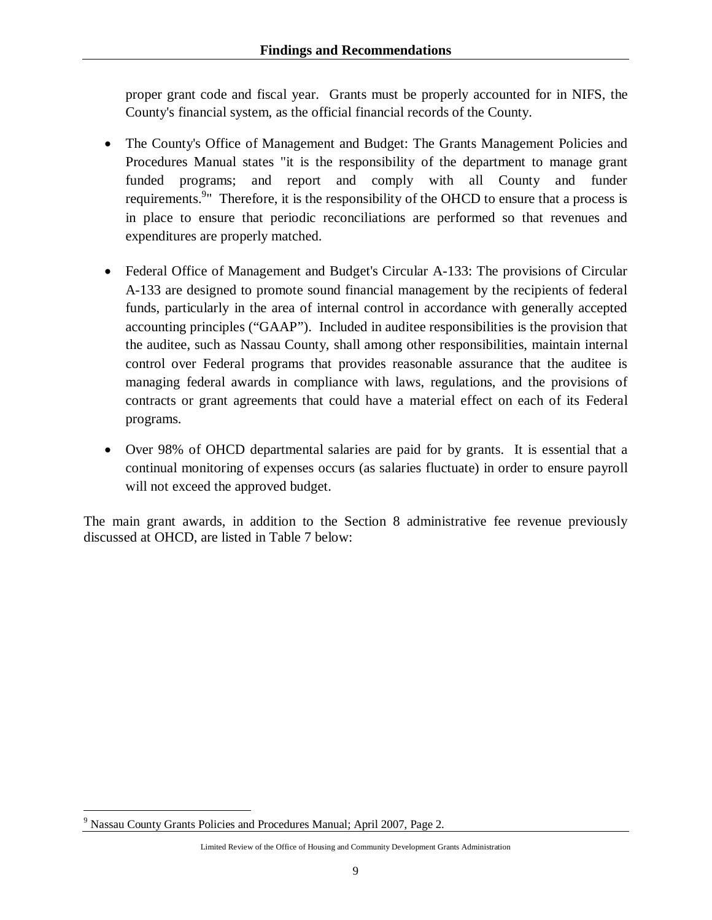proper grant code and fiscal year. Grants must be properly accounted for in NIFS, the County's financial system, as the official financial records of the County.

- The County's Office of Management and Budget: The Grants Management Policies and Procedures Manual states "it is the responsibility of the department to manage grant funded programs; and report and comply with all County and funder requirements.[9]" Therefore, it is the responsibility of the OHCD to ensure that a process is in place to ensure that periodic reconciliations are performed so that revenues and expenditures are properly matched.

- Federal Office of Management and Budget's Circular A-133: The provisions of Circular A-133 are designed to promote sound financial management by the recipients of federal funds, particularly in the area of internal control in accordance with generally accepted accounting principles ("GAAP"). Included in auditee responsibilities is the provision that the auditee, such as Nassau County, shall among other responsibilities, maintain internal control over Federal programs that provides reasonable assurance that the auditee is managing federal awards in compliance with laws, regulations, and the provisions of contracts or grant agreements that could have a material effect on each of its Federal programs.

- Over 98% of OHCD departmental salaries are paid for by grants. It is essential that a continual monitoring of expenses occurs (as salaries fluctuate) in order to ensure payroll will not exceed the approved budget.

The main grant awards, in addition to the Section 8 administrative fee revenue previously discussed at OHCD, are listed in Table 7 below:

[9] Nassau County Grants Policies and Procedures Manual; April 2007, Page 2.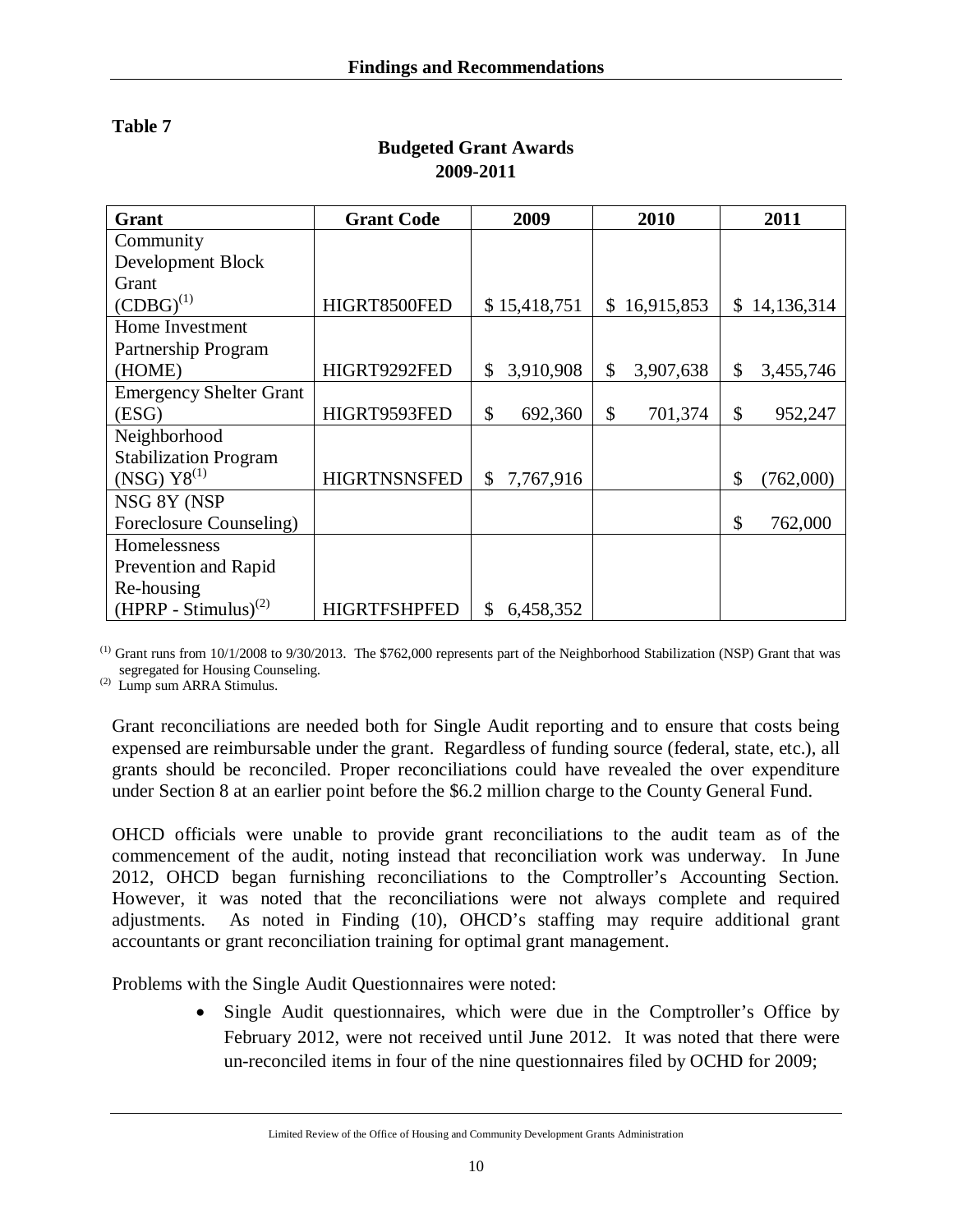**Table 7**

**Budgeted Grant Awards**
**2009-2011**

| Grant | Grant Code | 2009 | 2010 | 2011 |
|---|---|---|---|---|
| Community Development Block Grant (CDBG)[1] | HIGRT8500FED | $ 15,418,751 | $ 16,915,853 | $ 14,136,314 |
| Home Investment Partnership Program (HOME) | HIGRT9292FED | $ 3,910,908 | $ 3,907,638 | $ 3,455,746 |
| Emergency Shelter Grant (ESG) | HIGRT9593FED | $ 692,360 | $ 701,374 | $ 952,247 |
| Neighborhood Stabilization Program (NSG) Y8[1] | HIGRTNSNSFED | $ 7,767,916 | | $ (762,000) |
| NSG 8Y (NSP Foreclosure Counseling) | | | | $ 762,000 |
| Homelessness Prevention and Rapid Re-housing (HPRP - Stimulus)[2] | HIGRTFSHPFED | $ 6,458,352 | | |

[1] Grant runs from 10/1/2008 to 9/30/2013. The $762,000 represents part of the Neighborhood Stabilization (NSP) Grant that was segregated for Housing Counseling.
[2] Lump sum ARRA Stimulus.

Grant reconciliations are needed both for Single Audit reporting and to ensure that costs being expensed are reimbursable under the grant. Regardless of funding source (federal, state, etc.), all grants should be reconciled. Proper reconciliations could have revealed the over expenditure under Section 8 at an earlier point before the $6.2 million charge to the County General Fund.

OHCD officials were unable to provide grant reconciliations to the audit team as of the commencement of the audit, noting instead that reconciliation work was underway. In June 2012, OHCD began furnishing reconciliations to the Comptroller's Accounting Section. However, it was noted that the reconciliations were not always complete and required adjustments. As noted in Finding (10), OHCD's staffing may require additional grant accountants or grant reconciliation training for optimal grant management.

Problems with the Single Audit Questionnaires were noted:

- Single Audit questionnaires, which were due in the Comptroller's Office by February 2012, were not received until June 2012. It was noted that there were un-reconciled items in four of the nine questionnaires filed by OCHD for 2009;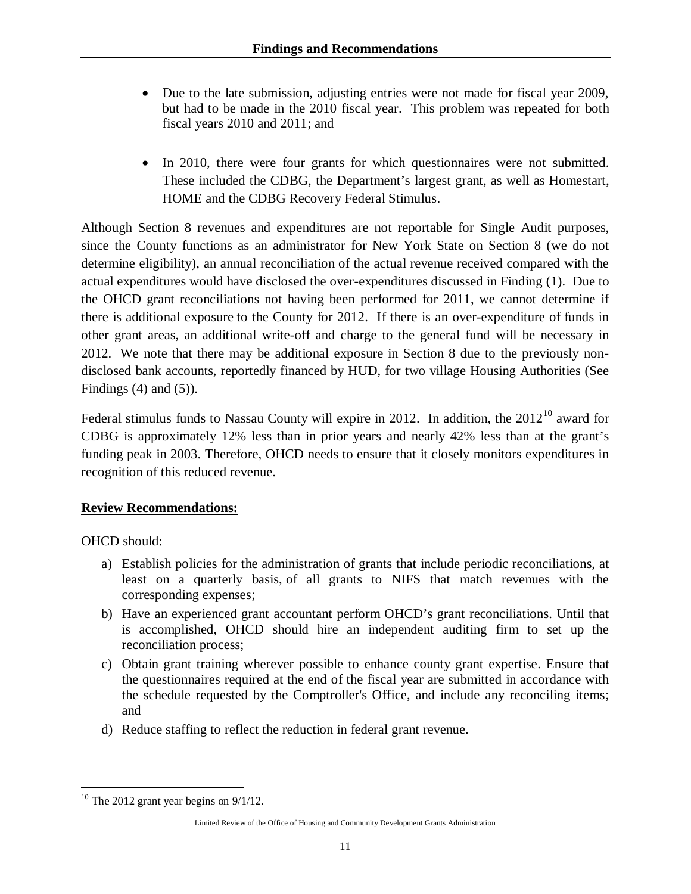- Due to the late submission, adjusting entries were not made for fiscal year 2009, but had to be made in the 2010 fiscal year. This problem was repeated for both fiscal years 2010 and 2011; and

- In 2010, there were four grants for which questionnaires were not submitted. These included the CDBG, the Department's largest grant, as well as Homestart, HOME and the CDBG Recovery Federal Stimulus.

Although Section 8 revenues and expenditures are not reportable for Single Audit purposes, since the County functions as an administrator for New York State on Section 8 (we do not determine eligibility), an annual reconciliation of the actual revenue received compared with the actual expenditures would have disclosed the over-expenditures discussed in Finding (1). Due to the OHCD grant reconciliations not having been performed for 2011, we cannot determine if there is additional exposure to the County for 2012. If there is an over-expenditure of funds in other grant areas, an additional write-off and charge to the general fund will be necessary in 2012. We note that there may be additional exposure in Section 8 due to the previously non-disclosed bank accounts, reportedly financed by HUD, for two village Housing Authorities (See Findings (4) and (5)).

Federal stimulus funds to Nassau County will expire in 2012. In addition, the 2012[10] award for CDBG is approximately 12% less than in prior years and nearly 42% less than at the grant's funding peak in 2003. Therefore, OHCD needs to ensure that it closely monitors expenditures in recognition of this reduced revenue.

**Review Recommendations:**

OHCD should:

a) Establish policies for the administration of grants that include periodic reconciliations, at least on a quarterly basis, of all grants to NIFS that match revenues with the corresponding expenses;
b) Have an experienced grant accountant perform OHCD's grant reconciliations. Until that is accomplished, OHCD should hire an independent auditing firm to set up the reconciliation process;
c) Obtain grant training wherever possible to enhance county grant expertise. Ensure that the questionnaires required at the end of the fiscal year are submitted in accordance with the schedule requested by the Comptroller's Office, and include any reconciling items; and
d) Reduce staffing to reflect the reduction in federal grant revenue.

[10] The 2012 grant year begins on 9/1/12.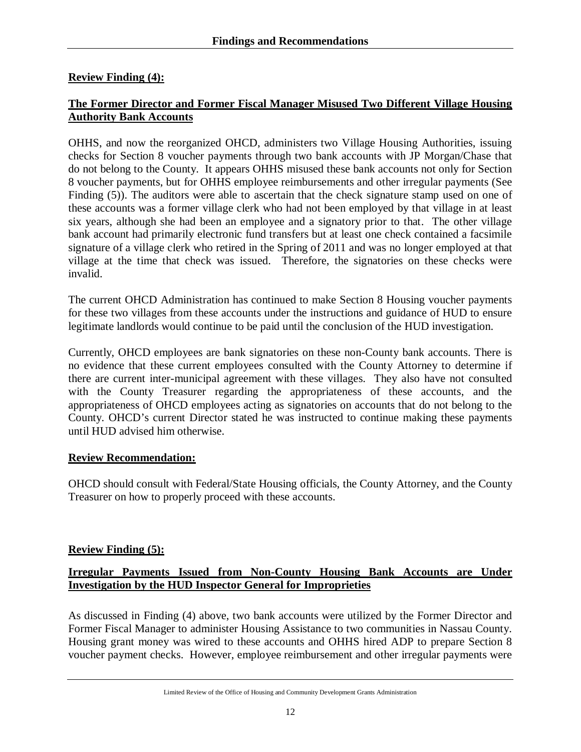**Review Finding (4):**

**The Former Director and Former Fiscal Manager Misused Two Different Village Housing Authority Bank Accounts**

OHHS, and now the reorganized OHCD, administers two Village Housing Authorities, issuing checks for Section 8 voucher payments through two bank accounts with JP Morgan/Chase that do not belong to the County. It appears OHHS misused these bank accounts not only for Section 8 voucher payments, but for OHHS employee reimbursements and other irregular payments (See Finding (5)). The auditors were able to ascertain that the check signature stamp used on one of these accounts was a former village clerk who had not been employed by that village in at least six years, although she had been an employee and a signatory prior to that. The other village bank account had primarily electronic fund transfers but at least one check contained a facsimile signature of a village clerk who retired in the Spring of 2011 and was no longer employed at that village at the time that check was issued. Therefore, the signatories on these checks were invalid.

The current OHCD Administration has continued to make Section 8 Housing voucher payments for these two villages from these accounts under the instructions and guidance of HUD to ensure legitimate landlords would continue to be paid until the conclusion of the HUD investigation.

Currently, OHCD employees are bank signatories on these non-County bank accounts. There is no evidence that these current employees consulted with the County Attorney to determine if there are current inter-municipal agreement with these villages. They also have not consulted with the County Treasurer regarding the appropriateness of these accounts, and the appropriateness of OHCD employees acting as signatories on accounts that do not belong to the County. OHCD's current Director stated he was instructed to continue making these payments until HUD advised him otherwise.

**Review Recommendation:**

OHCD should consult with Federal/State Housing officials, the County Attorney, and the County Treasurer on how to properly proceed with these accounts.

**Review Finding (5):**

**Irregular Payments Issued from Non-County Housing Bank Accounts are Under Investigation by the HUD Inspector General for Improprieties**

As discussed in Finding (4) above, two bank accounts were utilized by the Former Director and Former Fiscal Manager to administer Housing Assistance to two communities in Nassau County. Housing grant money was wired to these accounts and OHHS hired ADP to prepare Section 8 voucher payment checks. However, employee reimbursement and other irregular payments were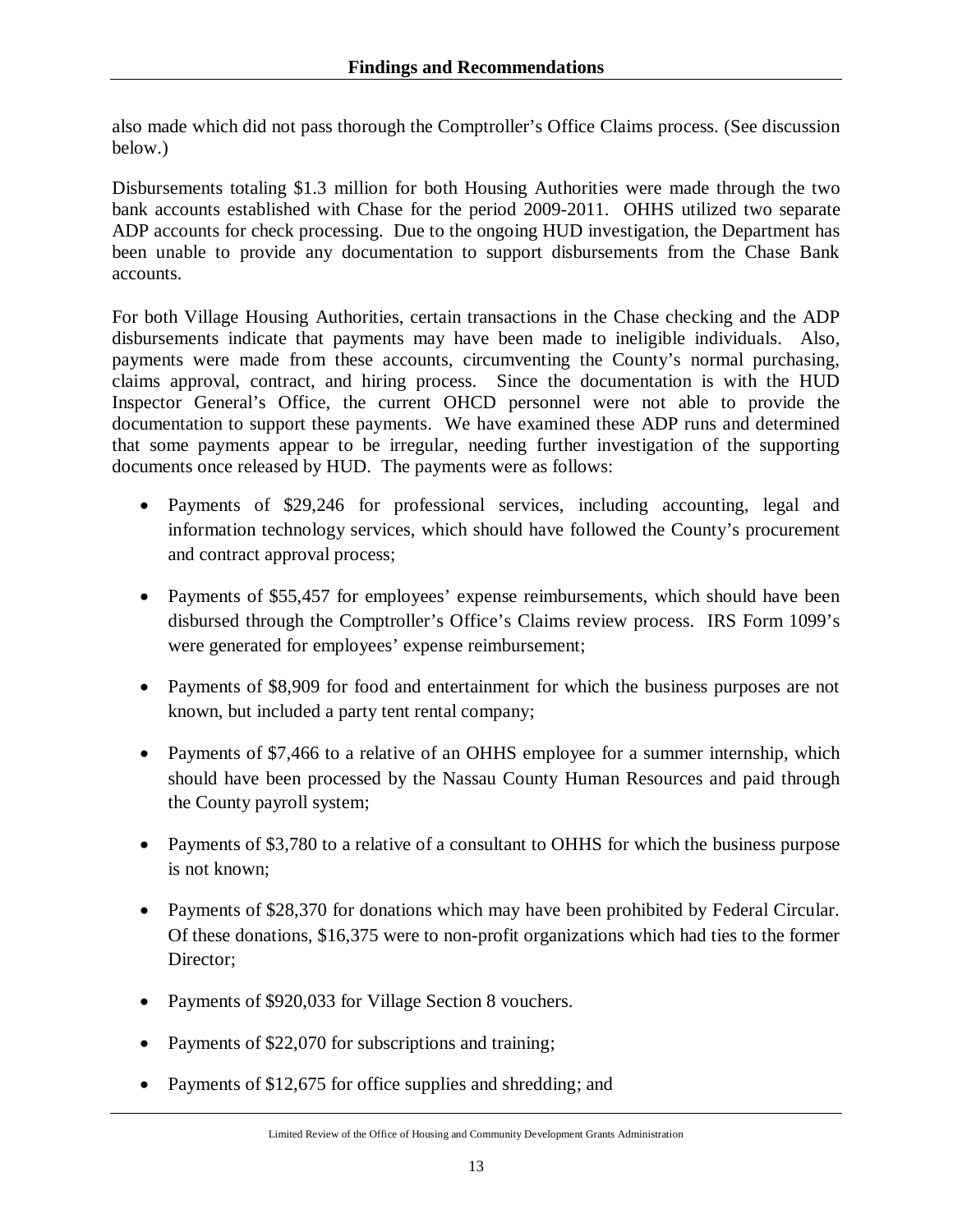also made which did not pass thorough the Comptroller's Office Claims process. (See discussion below.)

Disbursements totaling $1.3 million for both Housing Authorities were made through the two bank accounts established with Chase for the period 2009-2011. OHHS utilized two separate ADP accounts for check processing. Due to the ongoing HUD investigation, the Department has been unable to provide any documentation to support disbursements from the Chase Bank accounts.

For both Village Housing Authorities, certain transactions in the Chase checking and the ADP disbursements indicate that payments may have been made to ineligible individuals. Also, payments were made from these accounts, circumventing the County's normal purchasing, claims approval, contract, and hiring process. Since the documentation is with the HUD Inspector General's Office, the current OHCD personnel were not able to provide the documentation to support these payments. We have examined these ADP runs and determined that some payments appear to be irregular, needing further investigation of the supporting documents once released by HUD. The payments were as follows:

- Payments of $29,246 for professional services, including accounting, legal and information technology services, which should have followed the County's procurement and contract approval process;
- Payments of $55,457 for employees' expense reimbursements, which should have been disbursed through the Comptroller's Office's Claims review process. IRS Form 1099's were generated for employees' expense reimbursement;
- Payments of $8,909 for food and entertainment for which the business purposes are not known, but included a party tent rental company;
- Payments of $7,466 to a relative of an OHHS employee for a summer internship, which should have been processed by the Nassau County Human Resources and paid through the County payroll system;
- Payments of $3,780 to a relative of a consultant to OHHS for which the business purpose is not known;
- Payments of $28,370 for donations which may have been prohibited by Federal Circular. Of these donations, $16,375 were to non-profit organizations which had ties to the former Director;
- Payments of $920,033 for Village Section 8 vouchers.
- Payments of $22,070 for subscriptions and training;
- Payments of $12,675 for office supplies and shredding; and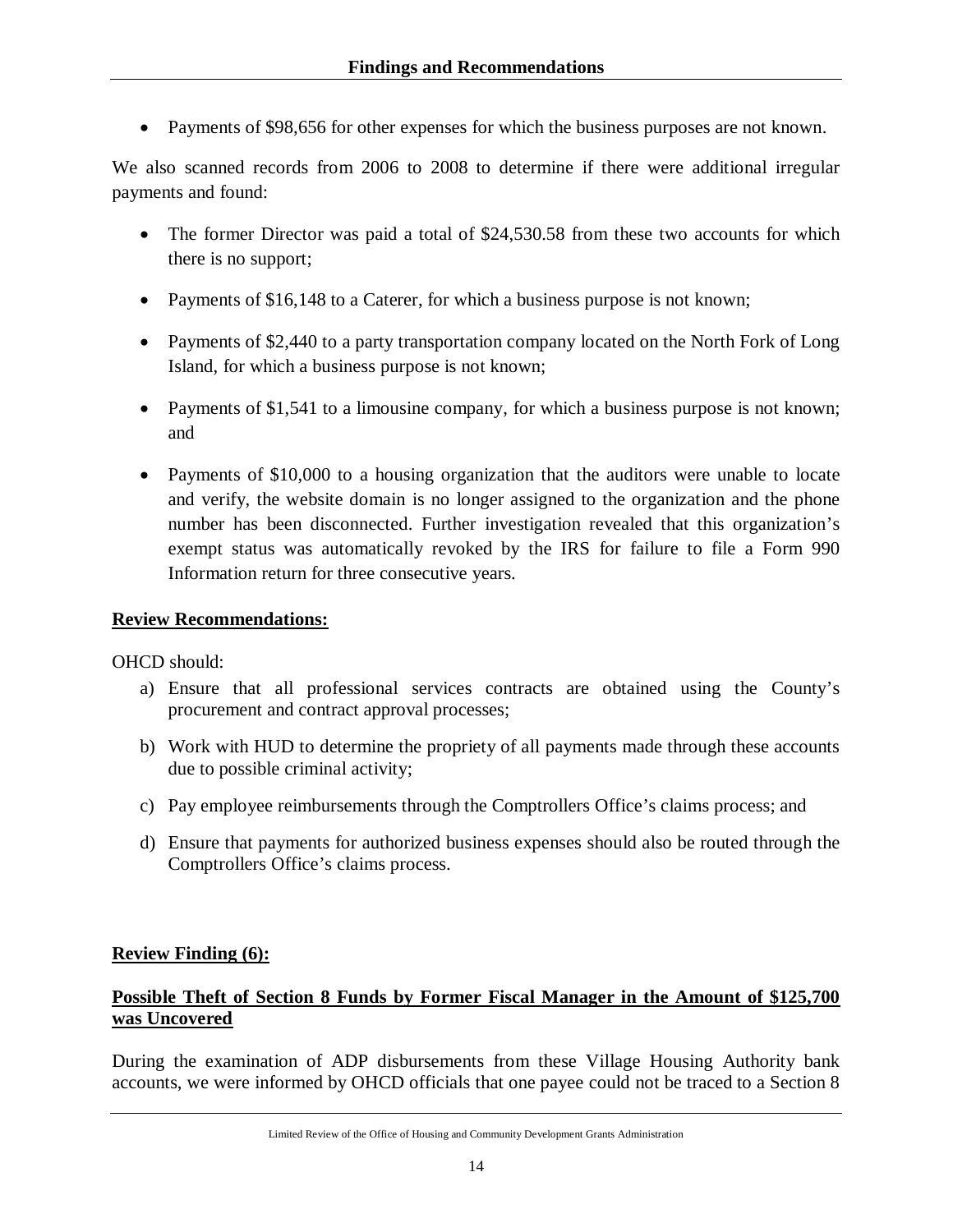- Payments of $98,656 for other expenses for which the business purposes are not known.

We also scanned records from 2006 to 2008 to determine if there were additional irregular payments and found:

- The former Director was paid a total of $24,530.58 from these two accounts for which there is no support;
- Payments of $16,148 to a Caterer, for which a business purpose is not known;
- Payments of $2,440 to a party transportation company located on the North Fork of Long Island, for which a business purpose is not known;
- Payments of $1,541 to a limousine company, for which a business purpose is not known; and
- Payments of $10,000 to a housing organization that the auditors were unable to locate and verify, the website domain is no longer assigned to the organization and the phone number has been disconnected. Further investigation revealed that this organization's exempt status was automatically revoked by the IRS for failure to file a Form 990 Information return for three consecutive years.

**Review Recommendations:**

OHCD should:

a) Ensure that all professional services contracts are obtained using the County's procurement and contract approval processes;

b) Work with HUD to determine the propriety of all payments made through these accounts due to possible criminal activity;

c) Pay employee reimbursements through the Comptrollers Office's claims process; and

d) Ensure that payments for authorized business expenses should also be routed through the Comptrollers Office's claims process.

**Review Finding (6):**

**Possible Theft of Section 8 Funds by Former Fiscal Manager in the Amount of $125,700 was Uncovered**

During the examination of ADP disbursements from these Village Housing Authority bank accounts, we were informed by OHCD officials that one payee could not be traced to a Section 8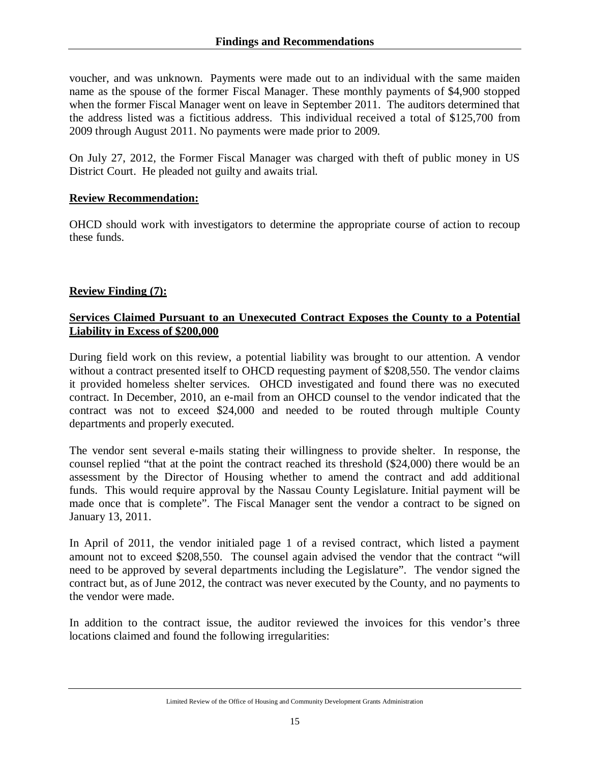voucher, and was unknown. Payments were made out to an individual with the same maiden name as the spouse of the former Fiscal Manager. These monthly payments of $4,900 stopped when the former Fiscal Manager went on leave in September 2011. The auditors determined that the address listed was a fictitious address. This individual received a total of $125,700 from 2009 through August 2011. No payments were made prior to 2009.

On July 27, 2012, the Former Fiscal Manager was charged with theft of public money in US District Court. He pleaded not guilty and awaits trial.

**Review Recommendation:**

OHCD should work with investigators to determine the appropriate course of action to recoup these funds.

**Review Finding (7):**

**Services Claimed Pursuant to an Unexecuted Contract Exposes the County to a Potential Liability in Excess of $200,000**

During field work on this review, a potential liability was brought to our attention. A vendor without a contract presented itself to OHCD requesting payment of $208,550. The vendor claims it provided homeless shelter services. OHCD investigated and found there was no executed contract. In December, 2010, an e-mail from an OHCD counsel to the vendor indicated that the contract was not to exceed $24,000 and needed to be routed through multiple County departments and properly executed.

The vendor sent several e-mails stating their willingness to provide shelter. In response, the counsel replied "that at the point the contract reached its threshold ($24,000) there would be an assessment by the Director of Housing whether to amend the contract and add additional funds. This would require approval by the Nassau County Legislature. Initial payment will be made once that is complete". The Fiscal Manager sent the vendor a contract to be signed on January 13, 2011.

In April of 2011, the vendor initialed page 1 of a revised contract, which listed a payment amount not to exceed $208,550. The counsel again advised the vendor that the contract "will need to be approved by several departments including the Legislature". The vendor signed the contract but, as of June 2012, the contract was never executed by the County, and no payments to the vendor were made.

In addition to the contract issue, the auditor reviewed the invoices for this vendor's three locations claimed and found the following irregularities: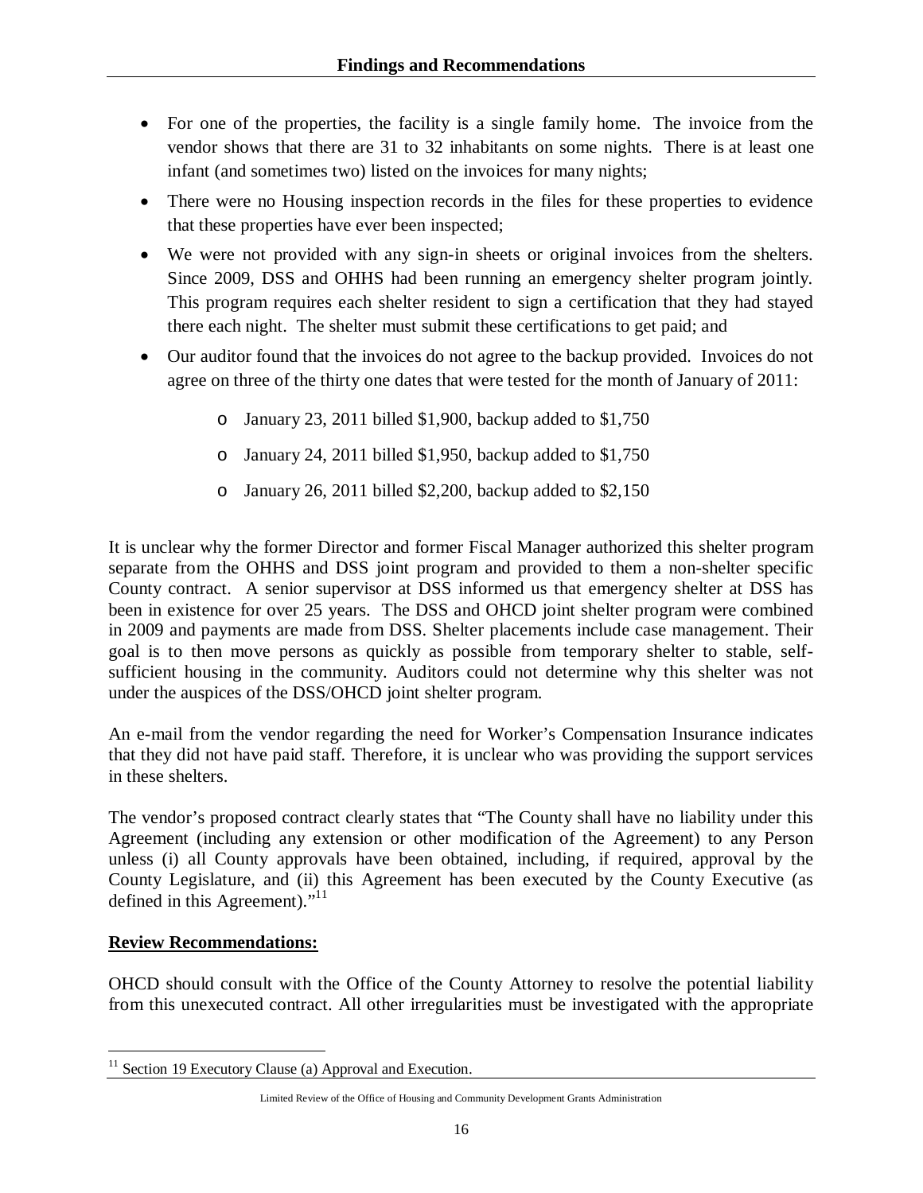- For one of the properties, the facility is a single family home. The invoice from the vendor shows that there are 31 to 32 inhabitants on some nights. There is at least one infant (and sometimes two) listed on the invoices for many nights;
- There were no Housing inspection records in the files for these properties to evidence that these properties have ever been inspected;
- We were not provided with any sign-in sheets or original invoices from the shelters. Since 2009, DSS and OHHS had been running an emergency shelter program jointly. This program requires each shelter resident to sign a certification that they had stayed there each night. The shelter must submit these certifications to get paid; and
- Our auditor found that the invoices do not agree to the backup provided. Invoices do not agree on three of the thirty one dates that were tested for the month of January of 2011:
  - January 23, 2011 billed $1,900, backup added to $1,750
  - January 24, 2011 billed $1,950, backup added to $1,750
  - January 26, 2011 billed $2,200, backup added to $2,150

It is unclear why the former Director and former Fiscal Manager authorized this shelter program separate from the OHHS and DSS joint program and provided to them a non-shelter specific County contract. A senior supervisor at DSS informed us that emergency shelter at DSS has been in existence for over 25 years. The DSS and OHCD joint shelter program were combined in 2009 and payments are made from DSS. Shelter placements include case management. Their goal is to then move persons as quickly as possible from temporary shelter to stable, self-sufficient housing in the community. Auditors could not determine why this shelter was not under the auspices of the DSS/OHCD joint shelter program.

An e-mail from the vendor regarding the need for Worker's Compensation Insurance indicates that they did not have paid staff. Therefore, it is unclear who was providing the support services in these shelters.

The vendor's proposed contract clearly states that "The County shall have no liability under this Agreement (including any extension or other modification of the Agreement) to any Person unless (i) all County approvals have been obtained, including, if required, approval by the County Legislature, and (ii) this Agreement has been executed by the County Executive (as defined in this Agreement)."[11]

**Review Recommendations:**

OHCD should consult with the Office of the County Attorney to resolve the potential liability from this unexecuted contract. All other irregularities must be investigated with the appropriate

[11] Section 19 Executory Clause (a) Approval and Execution.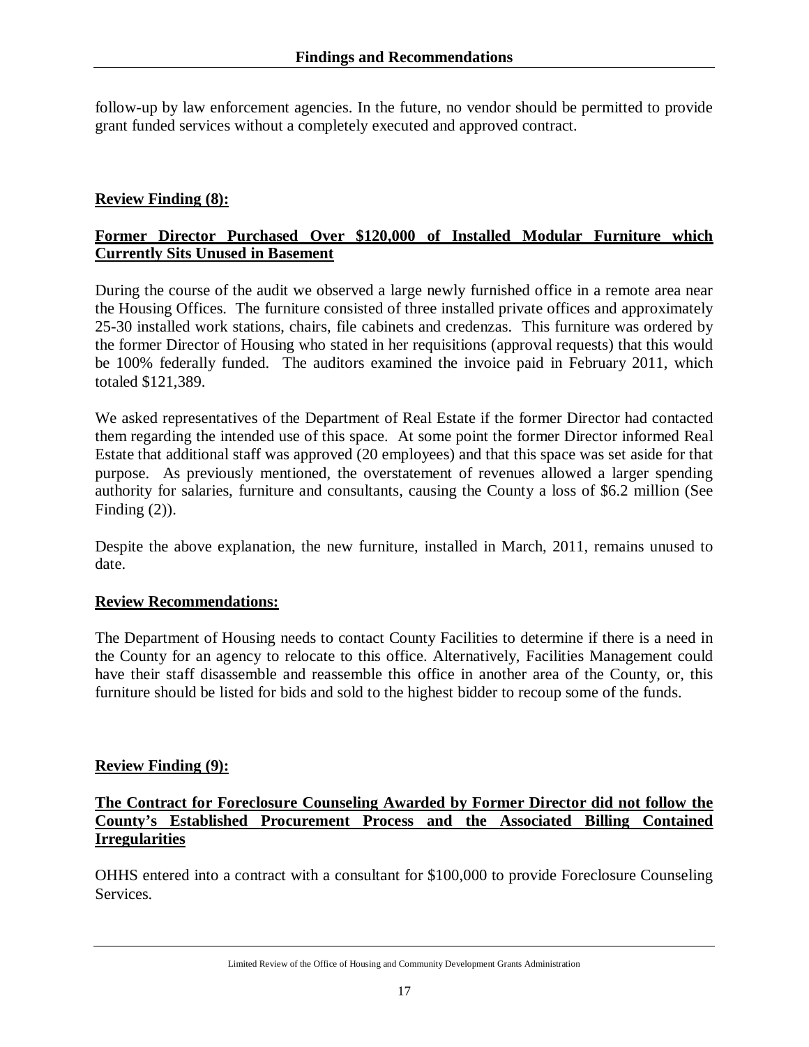follow-up by law enforcement agencies. In the future, no vendor should be permitted to provide grant funded services without a completely executed and approved contract.

**Review Finding (8):**

**Former Director Purchased Over $120,000 of Installed Modular Furniture which Currently Sits Unused in Basement**

During the course of the audit we observed a large newly furnished office in a remote area near the Housing Offices. The furniture consisted of three installed private offices and approximately 25-30 installed work stations, chairs, file cabinets and credenzas. This furniture was ordered by the former Director of Housing who stated in her requisitions (approval requests) that this would be 100% federally funded. The auditors examined the invoice paid in February 2011, which totaled $121,389.

We asked representatives of the Department of Real Estate if the former Director had contacted them regarding the intended use of this space. At some point the former Director informed Real Estate that additional staff was approved (20 employees) and that this space was set aside for that purpose. As previously mentioned, the overstatement of revenues allowed a larger spending authority for salaries, furniture and consultants, causing the County a loss of $6.2 million (See Finding (2)).

Despite the above explanation, the new furniture, installed in March, 2011, remains unused to date.

**Review Recommendations:**

The Department of Housing needs to contact County Facilities to determine if there is a need in the County for an agency to relocate to this office. Alternatively, Facilities Management could have their staff disassemble and reassemble this office in another area of the County, or, this furniture should be listed for bids and sold to the highest bidder to recoup some of the funds.

**Review Finding (9):**

**The Contract for Foreclosure Counseling Awarded by Former Director did not follow the County's Established Procurement Process and the Associated Billing Contained Irregularities**

OHHS entered into a contract with a consultant for $100,000 to provide Foreclosure Counseling Services.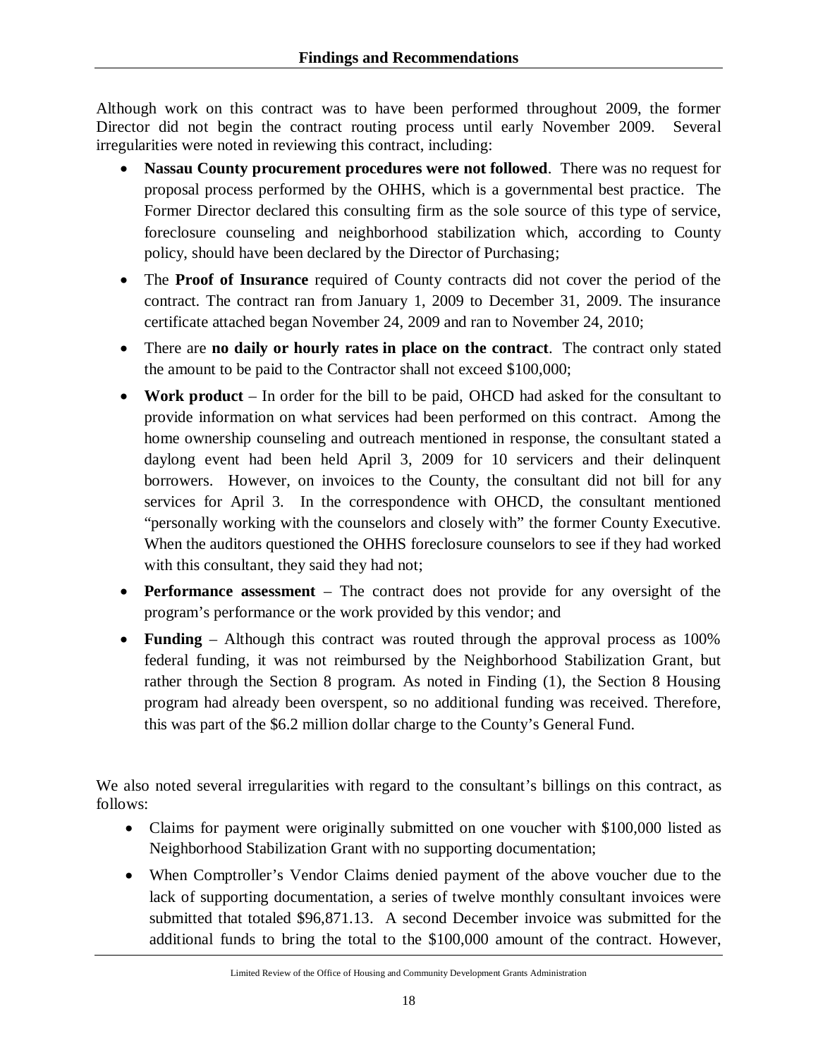Although work on this contract was to have been performed throughout 2009, the former Director did not begin the contract routing process until early November 2009. Several irregularities were noted in reviewing this contract, including:

- **Nassau County procurement procedures were not followed**. There was no request for proposal process performed by the OHHS, which is a governmental best practice. The Former Director declared this consulting firm as the sole source of this type of service, foreclosure counseling and neighborhood stabilization which, according to County policy, should have been declared by the Director of Purchasing;
- The **Proof of Insurance** required of County contracts did not cover the period of the contract. The contract ran from January 1, 2009 to December 31, 2009. The insurance certificate attached began November 24, 2009 and ran to November 24, 2010;
- There are **no daily or hourly rates in place on the contract**. The contract only stated the amount to be paid to the Contractor shall not exceed $100,000;
- **Work product** – In order for the bill to be paid, OHCD had asked for the consultant to provide information on what services had been performed on this contract. Among the home ownership counseling and outreach mentioned in response, the consultant stated a daylong event had been held April 3, 2009 for 10 servicers and their delinquent borrowers. However, on invoices to the County, the consultant did not bill for any services for April 3. In the correspondence with OHCD, the consultant mentioned "personally working with the counselors and closely with" the former County Executive. When the auditors questioned the OHHS foreclosure counselors to see if they had worked with this consultant, they said they had not;
- **Performance assessment** – The contract does not provide for any oversight of the program's performance or the work provided by this vendor; and
- **Funding** – Although this contract was routed through the approval process as 100% federal funding, it was not reimbursed by the Neighborhood Stabilization Grant, but rather through the Section 8 program. As noted in Finding (1), the Section 8 Housing program had already been overspent, so no additional funding was received. Therefore, this was part of the $6.2 million dollar charge to the County's General Fund.

We also noted several irregularities with regard to the consultant's billings on this contract, as follows:

- Claims for payment were originally submitted on one voucher with $100,000 listed as Neighborhood Stabilization Grant with no supporting documentation;
- When Comptroller's Vendor Claims denied payment of the above voucher due to the lack of supporting documentation, a series of twelve monthly consultant invoices were submitted that totaled $96,871.13. A second December invoice was submitted for the additional funds to bring the total to the $100,000 amount of the contract. However,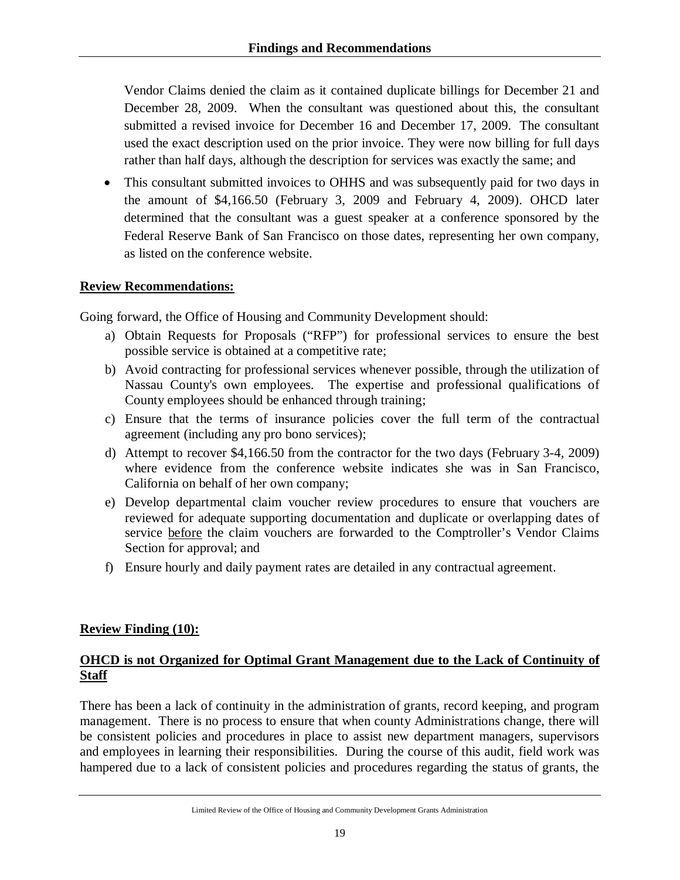Vendor Claims denied the claim as it contained duplicate billings for December 21 and December 28, 2009. When the consultant was questioned about this, the consultant submitted a revised invoice for December 16 and December 17, 2009. The consultant used the exact description used on the prior invoice. They were now billing for full days rather than half days, although the description for services was exactly the same; and

- This consultant submitted invoices to OHHS and was subsequently paid for two days in the amount of $4,166.50 (February 3, 2009 and February 4, 2009). OHCD later determined that the consultant was a guest speaker at a conference sponsored by the Federal Reserve Bank of San Francisco on those dates, representing her own company, as listed on the conference website.

**Review Recommendations:**

Going forward, the Office of Housing and Community Development should:

a) Obtain Requests for Proposals ("RFP") for professional services to ensure the best possible service is obtained at a competitive rate;

b) Avoid contracting for professional services whenever possible, through the utilization of Nassau County's own employees. The expertise and professional qualifications of County employees should be enhanced through training;

c) Ensure that the terms of insurance policies cover the full term of the contractual agreement (including any pro bono services);

d) Attempt to recover $4,166.50 from the contractor for the two days (February 3-4, 2009) where evidence from the conference website indicates she was in San Francisco, California on behalf of her own company;

e) Develop departmental claim voucher review procedures to ensure that vouchers are reviewed for adequate supporting documentation and duplicate or overlapping dates of service before the claim vouchers are forwarded to the Comptroller's Vendor Claims Section for approval; and

f) Ensure hourly and daily payment rates are detailed in any contractual agreement.

**Review Finding (10):**

**OHCD is not Organized for Optimal Grant Management due to the Lack of Continuity of Staff**

There has been a lack of continuity in the administration of grants, record keeping, and program management. There is no process to ensure that when county Administrations change, there will be consistent policies and procedures in place to assist new department managers, supervisors and employees in learning their responsibilities. During the course of this audit, field work was hampered due to a lack of consistent policies and procedures regarding the status of grants, the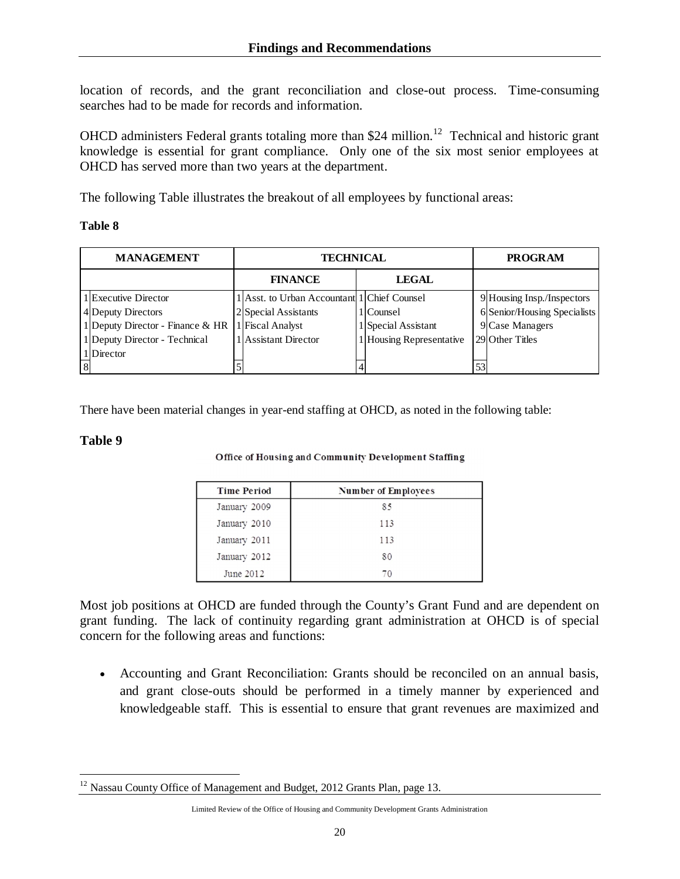location of records, and the grant reconciliation and close-out process. Time-consuming searches had to be made for records and information.

OHCD administers Federal grants totaling more than $24 million.[12] Technical and historic grant knowledge is essential for grant compliance. Only one of the six most senior employees at OHCD has served more than two years at the department.

The following Table illustrates the breakout of all employees by functional areas:

**Table 8**

| MANAGEMENT | | TECHNICAL | | | | PROGRAM | |
|---|---|---|---|---|---|---|---|
| | | FINANCE | | LEGAL | | | |
| 1 | Executive Director | 1 | Asst. to Urban Accountant | 1 | Chief Counsel | 9 | Housing Insp./Inspectors |
| 4 | Deputy Directors | 2 | Special Assistants | 1 | Counsel | 6 | Senior/Housing Specialists |
| 1 | Deputy Director - Finance & HR | 1 | Fiscal Analyst | 1 | Special Assistant | 9 | Case Managers |
| 1 | Deputy Director - Technical | 1 | Assistant Director | 1 | Housing Representative | 29 | Other Titles |
| 1 | Director | | | | | | |
| 8 | | 5 | | 4 | | 53 | |

There have been material changes in year-end staffing at OHCD, as noted in the following table:

**Table 9**

Office of Housing and Community Development Staffing

| Time Period | Number of Employees |
|---|---|
| January 2009 | 85 |
| January 2010 | 113 |
| January 2011 | 113 |
| January 2012 | 80 |
| June 2012 | 70 |

Most job positions at OHCD are funded through the County's Grant Fund and are dependent on grant funding. The lack of continuity regarding grant administration at OHCD is of special concern for the following areas and functions:

- Accounting and Grant Reconciliation: Grants should be reconciled on an annual basis, and grant close-outs should be performed in a timely manner by experienced and knowledgeable staff. This is essential to ensure that grant revenues are maximized and

[12] Nassau County Office of Management and Budget, 2012 Grants Plan, page 13.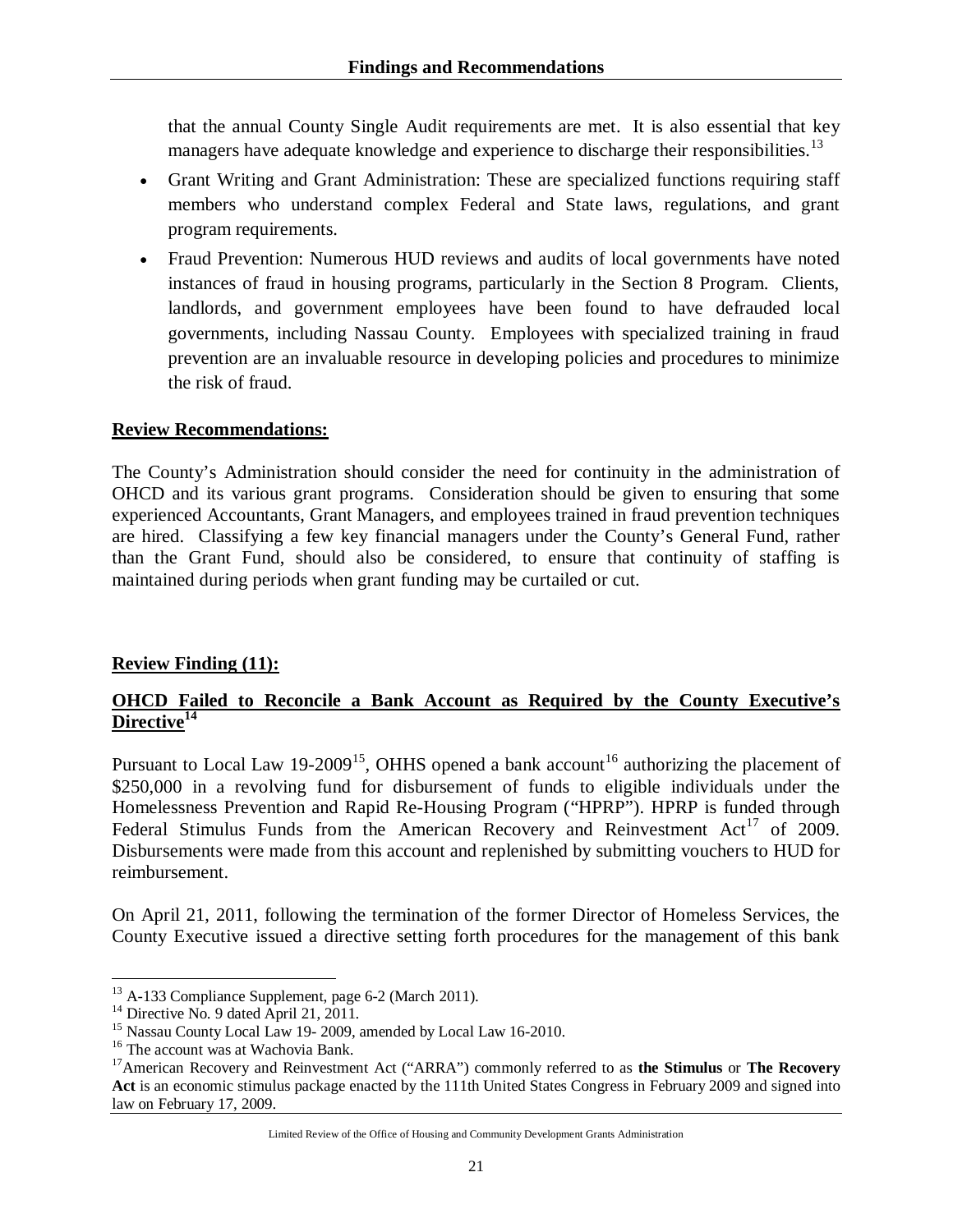that the annual County Single Audit requirements are met. It is also essential that key managers have adequate knowledge and experience to discharge their responsibilities.[13]

- Grant Writing and Grant Administration: These are specialized functions requiring staff members who understand complex Federal and State laws, regulations, and grant program requirements.
- Fraud Prevention: Numerous HUD reviews and audits of local governments have noted instances of fraud in housing programs, particularly in the Section 8 Program. Clients, landlords, and government employees have been found to have defrauded local governments, including Nassau County. Employees with specialized training in fraud prevention are an invaluable resource in developing policies and procedures to minimize the risk of fraud.

**Review Recommendations:**

The County's Administration should consider the need for continuity in the administration of OHCD and its various grant programs. Consideration should be given to ensuring that some experienced Accountants, Grant Managers, and employees trained in fraud prevention techniques are hired. Classifying a few key financial managers under the County's General Fund, rather than the Grant Fund, should also be considered, to ensure that continuity of staffing is maintained during periods when grant funding may be curtailed or cut.

**Review Finding (11):**

**OHCD Failed to Reconcile a Bank Account as Required by the County Executive's Directive[14]**

Pursuant to Local Law 19-2009[15], OHHS opened a bank account[16] authorizing the placement of \$250,000 in a revolving fund for disbursement of funds to eligible individuals under the Homelessness Prevention and Rapid Re-Housing Program ("HPRP"). HPRP is funded through Federal Stimulus Funds from the American Recovery and Reinvestment Act[17] of 2009. Disbursements were made from this account and replenished by submitting vouchers to HUD for reimbursement.

On April 21, 2011, following the termination of the former Director of Homeless Services, the County Executive issued a directive setting forth procedures for the management of this bank

---

[13] A-133 Compliance Supplement, page 6-2 (March 2011).

[14] Directive No. 9 dated April 21, 2011.

[15] Nassau County Local Law 19- 2009, amended by Local Law 16-2010.

[16] The account was at Wachovia Bank.

[17] American Recovery and Reinvestment Act ("ARRA") commonly referred to as **the Stimulus** or **The Recovery Act** is an economic stimulus package enacted by the 111th United States Congress in February 2009 and signed into law on February 17, 2009.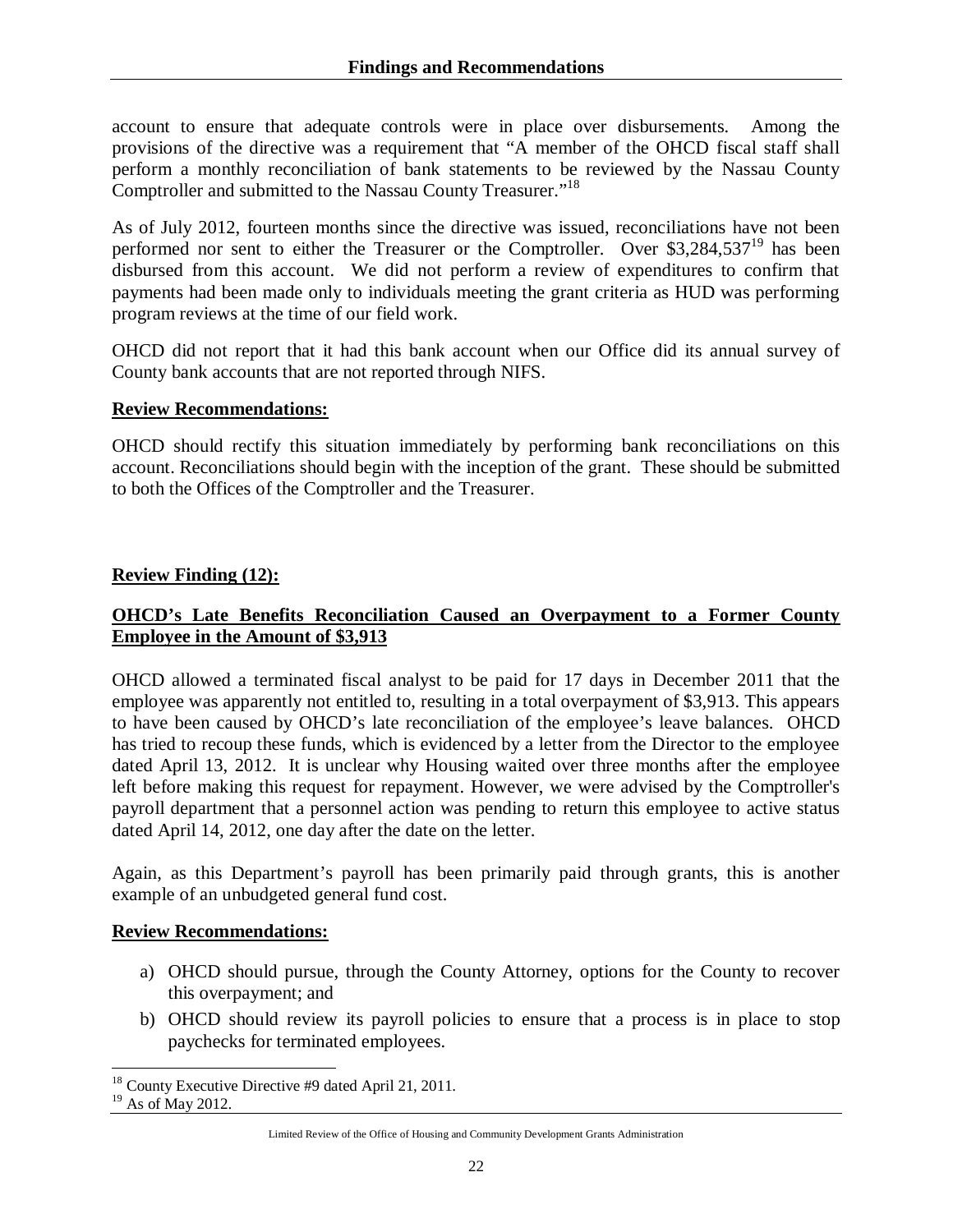account to ensure that adequate controls were in place over disbursements. Among the provisions of the directive was a requirement that "A member of the OHCD fiscal staff shall perform a monthly reconciliation of bank statements to be reviewed by the Nassau County Comptroller and submitted to the Nassau County Treasurer."[18]

As of July 2012, fourteen months since the directive was issued, reconciliations have not been performed nor sent to either the Treasurer or the Comptroller. Over $3,284,537[19] has been disbursed from this account. We did not perform a review of expenditures to confirm that payments had been made only to individuals meeting the grant criteria as HUD was performing program reviews at the time of our field work.

OHCD did not report that it had this bank account when our Office did its annual survey of County bank accounts that are not reported through NIFS.

**Review Recommendations:**

OHCD should rectify this situation immediately by performing bank reconciliations on this account. Reconciliations should begin with the inception of the grant. These should be submitted to both the Offices of the Comptroller and the Treasurer.

**Review Finding (12):**

**OHCD's Late Benefits Reconciliation Caused an Overpayment to a Former County Employee in the Amount of $3,913**

OHCD allowed a terminated fiscal analyst to be paid for 17 days in December 2011 that the employee was apparently not entitled to, resulting in a total overpayment of $3,913. This appears to have been caused by OHCD's late reconciliation of the employee's leave balances. OHCD has tried to recoup these funds, which is evidenced by a letter from the Director to the employee dated April 13, 2012. It is unclear why Housing waited over three months after the employee left before making this request for repayment. However, we were advised by the Comptroller's payroll department that a personnel action was pending to return this employee to active status dated April 14, 2012, one day after the date on the letter.

Again, as this Department's payroll has been primarily paid through grants, this is another example of an unbudgeted general fund cost.

**Review Recommendations:**

a) OHCD should pursue, through the County Attorney, options for the County to recover this overpayment; and
b) OHCD should review its payroll policies to ensure that a process is in place to stop paychecks for terminated employees.

[18] County Executive Directive #9 dated April 21, 2011.
[19] As of May 2012.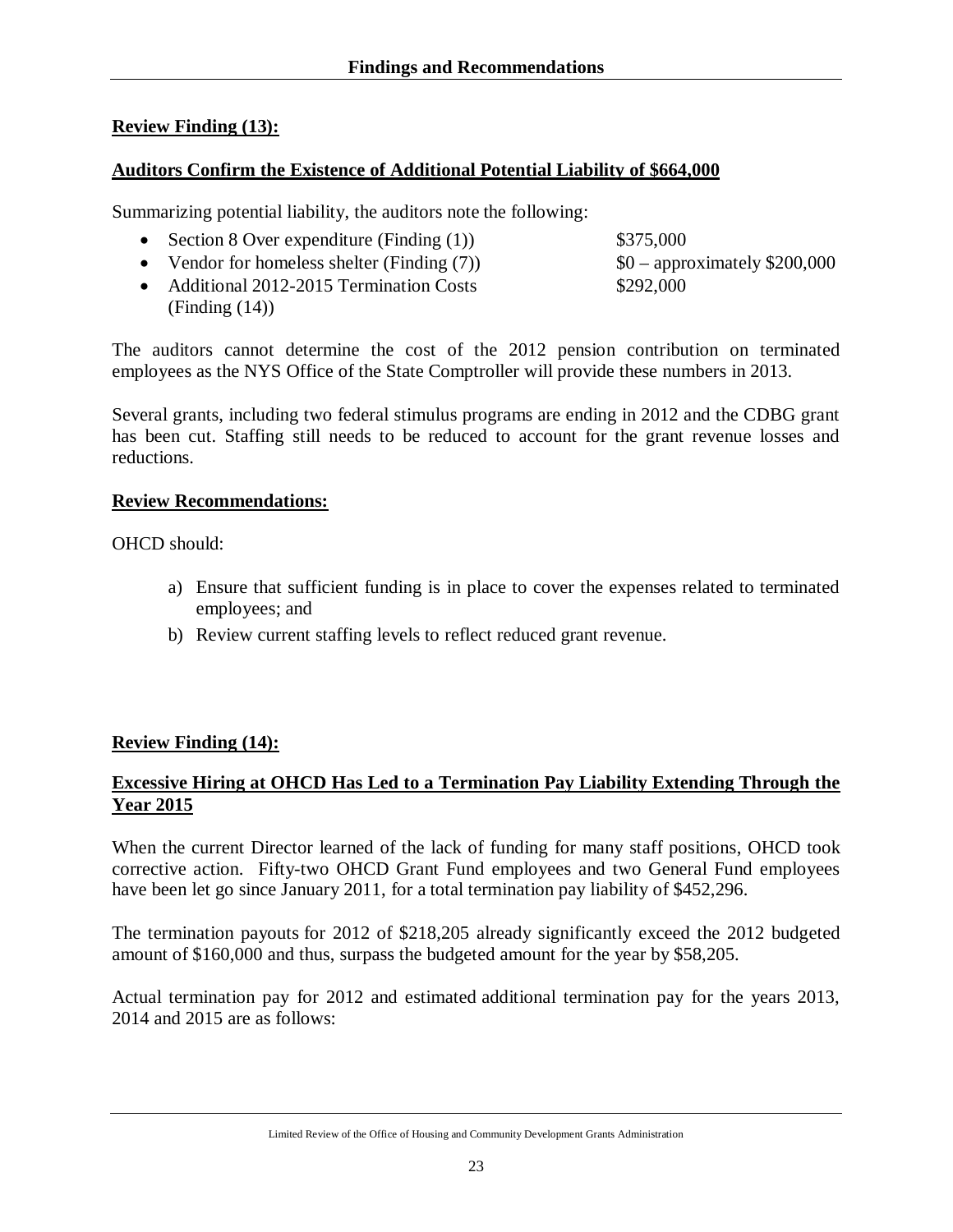**Review Finding (13):**

**Auditors Confirm the Existence of Additional Potential Liability of $664,000**

Summarizing potential liability, the auditors note the following:

- Section 8 Over expenditure (Finding (1)) — $375,000
- Vendor for homeless shelter (Finding (7)) — $0 – approximately $200,000
- Additional 2012-2015 Termination Costs (Finding (14)) — $292,000

The auditors cannot determine the cost of the 2012 pension contribution on terminated employees as the NYS Office of the State Comptroller will provide these numbers in 2013.

Several grants, including two federal stimulus programs are ending in 2012 and the CDBG grant has been cut. Staffing still needs to be reduced to account for the grant revenue losses and reductions.

**Review Recommendations:**

OHCD should:

a) Ensure that sufficient funding is in place to cover the expenses related to terminated employees; and

b) Review current staffing levels to reflect reduced grant revenue.

**Review Finding (14):**

**Excessive Hiring at OHCD Has Led to a Termination Pay Liability Extending Through the Year 2015**

When the current Director learned of the lack of funding for many staff positions, OHCD took corrective action. Fifty-two OHCD Grant Fund employees and two General Fund employees have been let go since January 2011, for a total termination pay liability of $452,296.

The termination payouts for 2012 of $218,205 already significantly exceed the 2012 budgeted amount of $160,000 and thus, surpass the budgeted amount for the year by $58,205.

Actual termination pay for 2012 and estimated additional termination pay for the years 2013, 2014 and 2015 are as follows: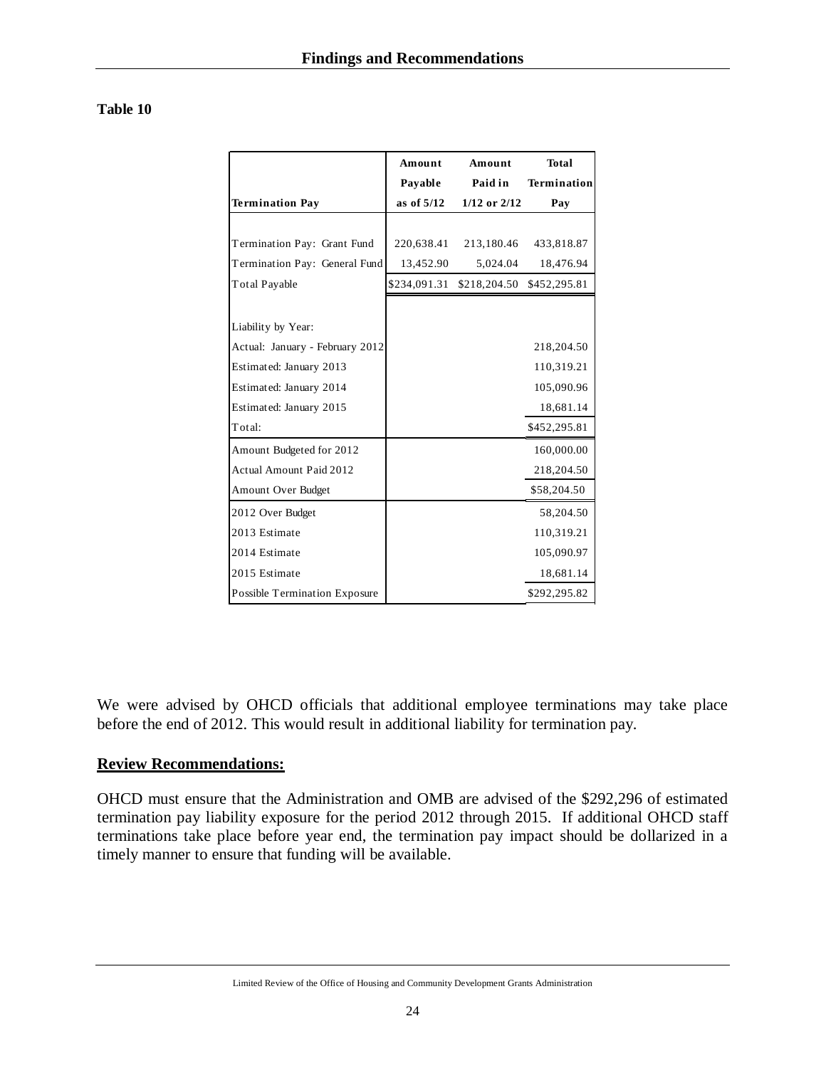**Table 10**

| Termination Pay | Amount Payable as of 5/12 | Amount Paid in 1/12 or 2/12 | Total Termination Pay |
|---|---|---|---|
| Termination Pay: Grant Fund | 220,638.41 | 213,180.46 | 433,818.87 |
| Termination Pay: General Fund | 13,452.90 | 5,024.04 | 18,476.94 |
| Total Payable | $234,091.31 | $218,204.50 | $452,295.81 |
| | | | |
| Liability by Year: | | | |
| Actual: January - February 2012 | | | 218,204.50 |
| Estimated: January 2013 | | | 110,319.21 |
| Estimated: January 2014 | | | 105,090.96 |
| Estimated: January 2015 | | | 18,681.14 |
| Total: | | | $452,295.81 |
| Amount Budgeted for 2012 | | | 160,000.00 |
| Actual Amount Paid 2012 | | | 218,204.50 |
| Amount Over Budget | | | $58,204.50 |
| 2012 Over Budget | | | 58,204.50 |
| 2013 Estimate | | | 110,319.21 |
| 2014 Estimate | | | 105,090.97 |
| 2015 Estimate | | | 18,681.14 |
| Possible Termination Exposure | | | $292,295.82 |

We were advised by OHCD officials that additional employee terminations may take place before the end of 2012. This would result in additional liability for termination pay.

**Review Recommendations:**

OHCD must ensure that the Administration and OMB are advised of the $292,296 of estimated termination pay liability exposure for the period 2012 through 2015. If additional OHCD staff terminations take place before year end, the termination pay impact should be dollarized in a timely manner to ensure that funding will be available.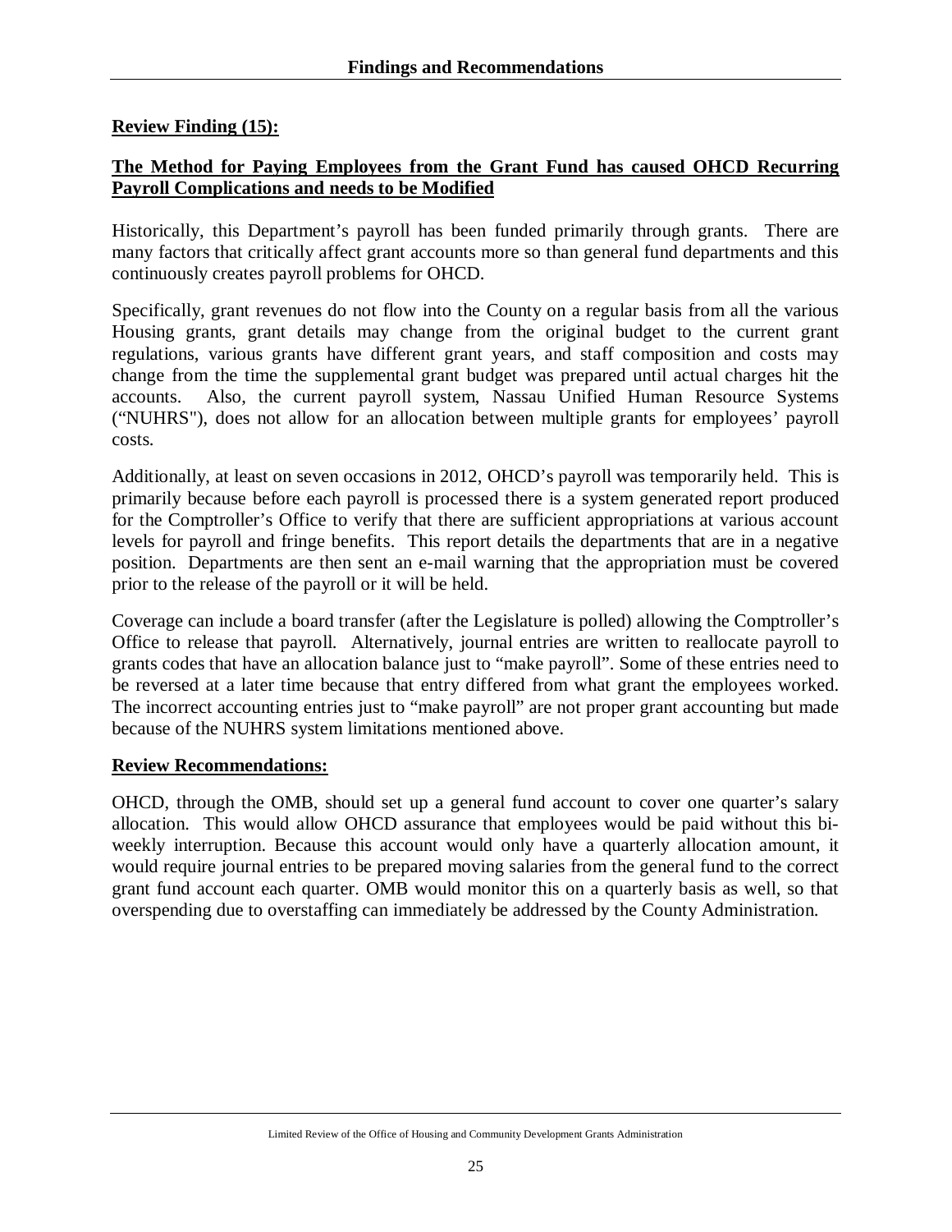**Review Finding (15):**

**The Method for Paying Employees from the Grant Fund has caused OHCD Recurring Payroll Complications and needs to be Modified**

Historically, this Department's payroll has been funded primarily through grants. There are many factors that critically affect grant accounts more so than general fund departments and this continuously creates payroll problems for OHCD.

Specifically, grant revenues do not flow into the County on a regular basis from all the various Housing grants, grant details may change from the original budget to the current grant regulations, various grants have different grant years, and staff composition and costs may change from the time the supplemental grant budget was prepared until actual charges hit the accounts. Also, the current payroll system, Nassau Unified Human Resource Systems ("NUHRS"), does not allow for an allocation between multiple grants for employees' payroll costs.

Additionally, at least on seven occasions in 2012, OHCD's payroll was temporarily held. This is primarily because before each payroll is processed there is a system generated report produced for the Comptroller's Office to verify that there are sufficient appropriations at various account levels for payroll and fringe benefits. This report details the departments that are in a negative position. Departments are then sent an e-mail warning that the appropriation must be covered prior to the release of the payroll or it will be held.

Coverage can include a board transfer (after the Legislature is polled) allowing the Comptroller's Office to release that payroll. Alternatively, journal entries are written to reallocate payroll to grants codes that have an allocation balance just to "make payroll". Some of these entries need to be reversed at a later time because that entry differed from what grant the employees worked. The incorrect accounting entries just to "make payroll" are not proper grant accounting but made because of the NUHRS system limitations mentioned above.

**Review Recommendations:**

OHCD, through the OMB, should set up a general fund account to cover one quarter's salary allocation. This would allow OHCD assurance that employees would be paid without this bi-weekly interruption. Because this account would only have a quarterly allocation amount, it would require journal entries to be prepared moving salaries from the general fund to the correct grant fund account each quarter. OMB would monitor this on a quarterly basis as well, so that overspending due to overstaffing can immediately be addressed by the County Administration.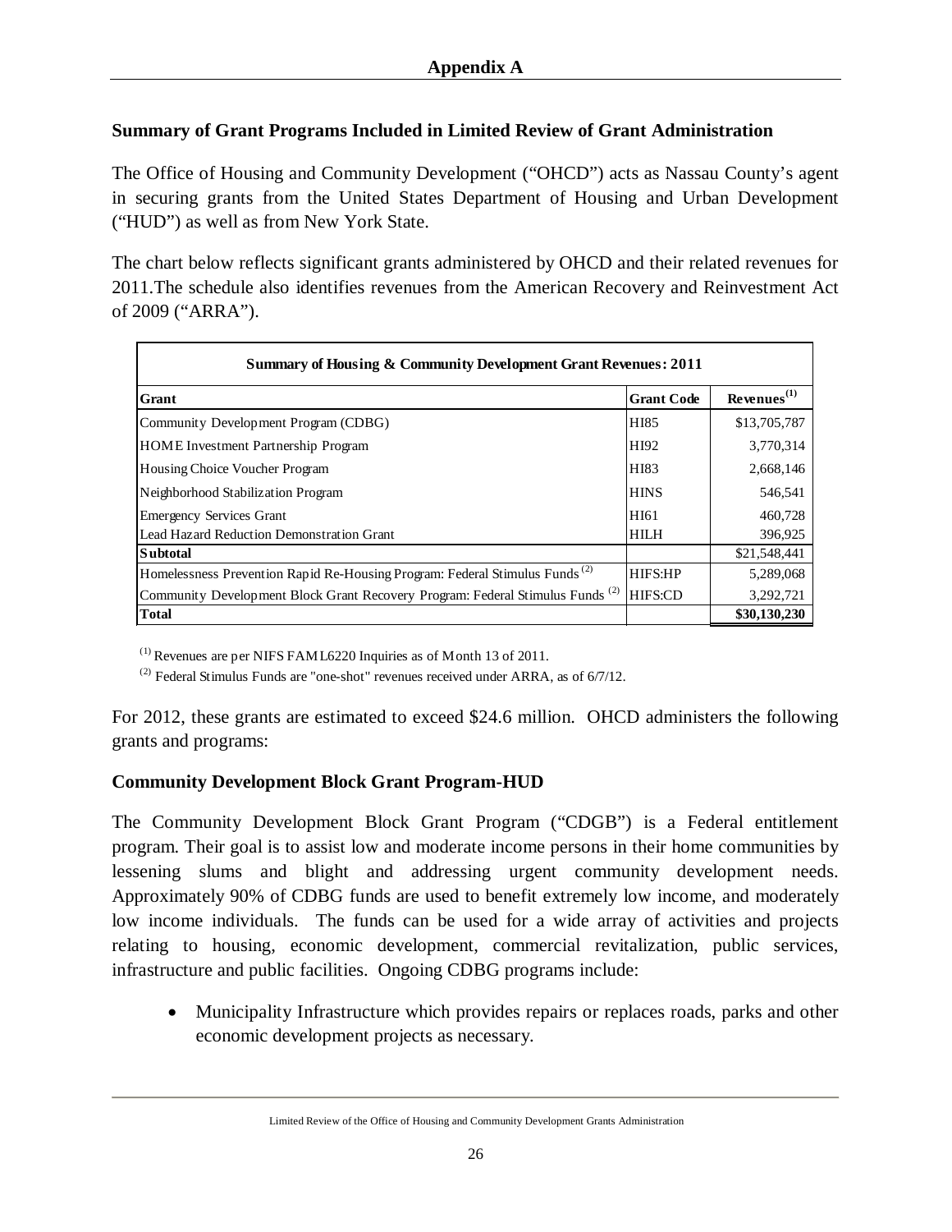## Appendix A

### Summary of Grant Programs Included in Limited Review of Grant Administration

The Office of Housing and Community Development ("OHCD") acts as Nassau County's agent in securing grants from the United States Department of Housing and Urban Development ("HUD") as well as from New York State.

The chart below reflects significant grants administered by OHCD and their related revenues for 2011.The schedule also identifies revenues from the American Recovery and Reinvestment Act of 2009 ("ARRA").

| Summary of Housing & Community Development Grant Revenues: 2011 | | |
|---|---|---|
| **Grant** | **Grant Code** | **Revenues[(1)]** |
| Community Development Program (CDBG) | HI85 | $13,705,787 |
| HOME Investment Partnership Program | HI92 | 3,770,314 |
| Housing Choice Voucher Program | HI83 | 2,668,146 |
| Neighborhood Stabilization Program | HINS | 546,541 |
| Emergency Services Grant | HI61 | 460,728 |
| Lead Hazard Reduction Demonstration Grant | HILH | 396,925 |
| **Subtotal** | | $21,548,441 |
| Homelessness Prevention Rapid Re-Housing Program: Federal Stimulus Funds [(2)] | HIFS:HP | 5,289,068 |
| Community Development Block Grant Recovery Program: Federal Stimulus Funds [(2)] | HIFS:CD | 3,292,721 |
| **Total** | | **$30,130,230** |

[(1)] Revenues are per NIFS FAML6220 Inquiries as of Month 13 of 2011.

[(2)] Federal Stimulus Funds are "one-shot" revenues received under ARRA, as of 6/7/12.

For 2012, these grants are estimated to exceed $24.6 million. OHCD administers the following grants and programs:

### Community Development Block Grant Program-HUD

The Community Development Block Grant Program ("CDGB") is a Federal entitlement program. Their goal is to assist low and moderate income persons in their home communities by lessening slums and blight and addressing urgent community development needs. Approximately 90% of CDBG funds are used to benefit extremely low income, and moderately low income individuals. The funds can be used for a wide array of activities and projects relating to housing, economic development, commercial revitalization, public services, infrastructure and public facilities. Ongoing CDBG programs include:

- Municipality Infrastructure which provides repairs or replaces roads, parks and other economic development projects as necessary.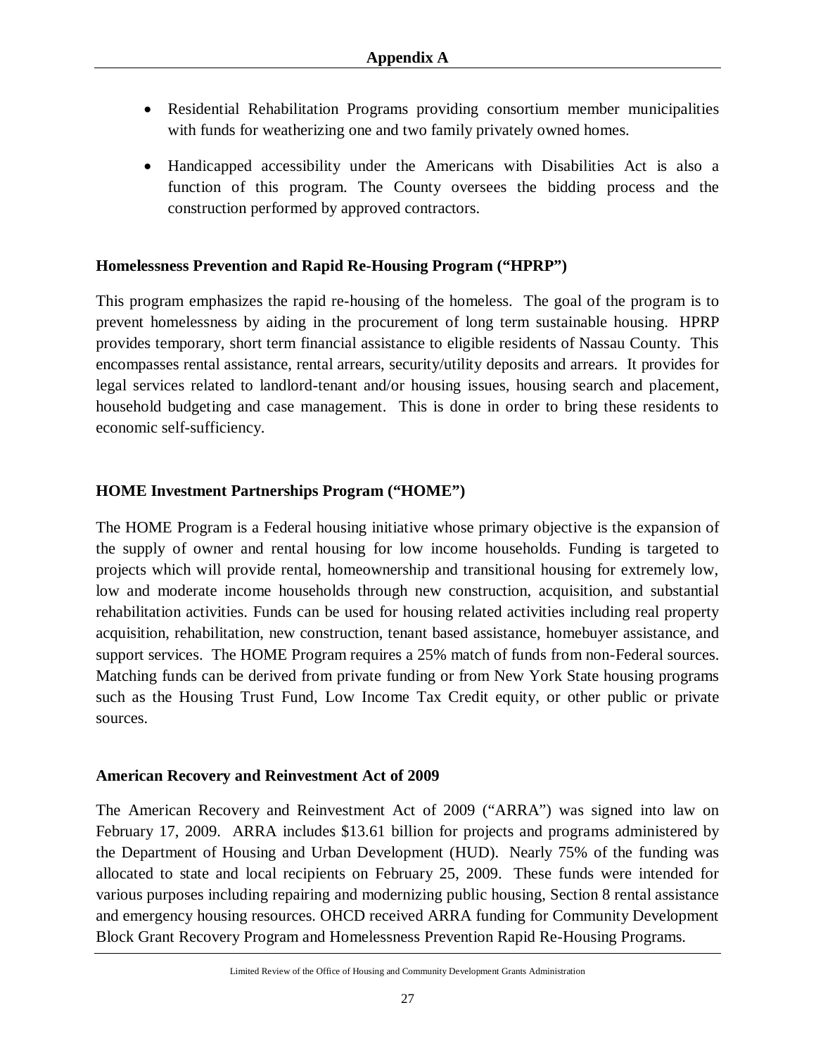- Residential Rehabilitation Programs providing consortium member municipalities with funds for weatherizing one and two family privately owned homes.
- Handicapped accessibility under the Americans with Disabilities Act is also a function of this program. The County oversees the bidding process and the construction performed by approved contractors.

**Homelessness Prevention and Rapid Re-Housing Program ("HPRP")**

This program emphasizes the rapid re-housing of the homeless. The goal of the program is to prevent homelessness by aiding in the procurement of long term sustainable housing. HPRP provides temporary, short term financial assistance to eligible residents of Nassau County. This encompasses rental assistance, rental arrears, security/utility deposits and arrears. It provides for legal services related to landlord-tenant and/or housing issues, housing search and placement, household budgeting and case management. This is done in order to bring these residents to economic self-sufficiency.

**HOME Investment Partnerships Program ("HOME")**

The HOME Program is a Federal housing initiative whose primary objective is the expansion of the supply of owner and rental housing for low income households. Funding is targeted to projects which will provide rental, homeownership and transitional housing for extremely low, low and moderate income households through new construction, acquisition, and substantial rehabilitation activities. Funds can be used for housing related activities including real property acquisition, rehabilitation, new construction, tenant based assistance, homebuyer assistance, and support services. The HOME Program requires a 25% match of funds from non-Federal sources. Matching funds can be derived from private funding or from New York State housing programs such as the Housing Trust Fund, Low Income Tax Credit equity, or other public or private sources.

**American Recovery and Reinvestment Act of 2009**

The American Recovery and Reinvestment Act of 2009 ("ARRA") was signed into law on February 17, 2009. ARRA includes $13.61 billion for projects and programs administered by the Department of Housing and Urban Development (HUD). Nearly 75% of the funding was allocated to state and local recipients on February 25, 2009. These funds were intended for various purposes including repairing and modernizing public housing, Section 8 rental assistance and emergency housing resources. OHCD received ARRA funding for Community Development Block Grant Recovery Program and Homelessness Prevention Rapid Re-Housing Programs.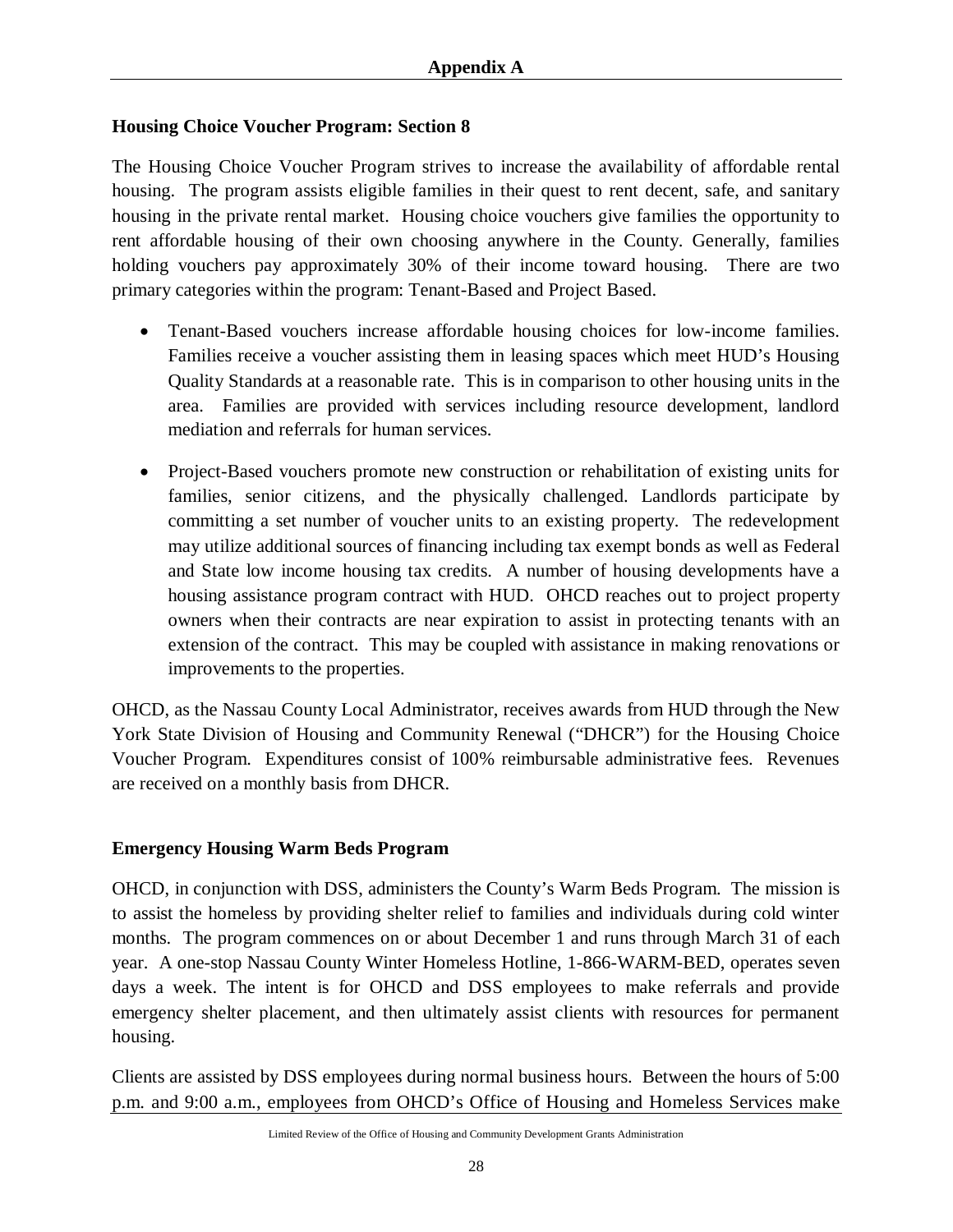## Appendix A

### Housing Choice Voucher Program: Section 8

The Housing Choice Voucher Program strives to increase the availability of affordable rental housing. The program assists eligible families in their quest to rent decent, safe, and sanitary housing in the private rental market. Housing choice vouchers give families the opportunity to rent affordable housing of their own choosing anywhere in the County. Generally, families holding vouchers pay approximately 30% of their income toward housing. There are two primary categories within the program: Tenant-Based and Project Based.

- Tenant-Based vouchers increase affordable housing choices for low-income families. Families receive a voucher assisting them in leasing spaces which meet HUD's Housing Quality Standards at a reasonable rate. This is in comparison to other housing units in the area. Families are provided with services including resource development, landlord mediation and referrals for human services.

- Project-Based vouchers promote new construction or rehabilitation of existing units for families, senior citizens, and the physically challenged. Landlords participate by committing a set number of voucher units to an existing property. The redevelopment may utilize additional sources of financing including tax exempt bonds as well as Federal and State low income housing tax credits. A number of housing developments have a housing assistance program contract with HUD. OHCD reaches out to project property owners when their contracts are near expiration to assist in protecting tenants with an extension of the contract. This may be coupled with assistance in making renovations or improvements to the properties.

OHCD, as the Nassau County Local Administrator, receives awards from HUD through the New York State Division of Housing and Community Renewal ("DHCR") for the Housing Choice Voucher Program. Expenditures consist of 100% reimbursable administrative fees. Revenues are received on a monthly basis from DHCR.

### Emergency Housing Warm Beds Program

OHCD, in conjunction with DSS, administers the County's Warm Beds Program. The mission is to assist the homeless by providing shelter relief to families and individuals during cold winter months. The program commences on or about December 1 and runs through March 31 of each year. A one-stop Nassau County Winter Homeless Hotline, 1-866-WARM-BED, operates seven days a week. The intent is for OHCD and DSS employees to make referrals and provide emergency shelter placement, and then ultimately assist clients with resources for permanent housing.

Clients are assisted by DSS employees during normal business hours. Between the hours of 5:00 p.m. and 9:00 a.m., employees from OHCD's Office of Housing and Homeless Services make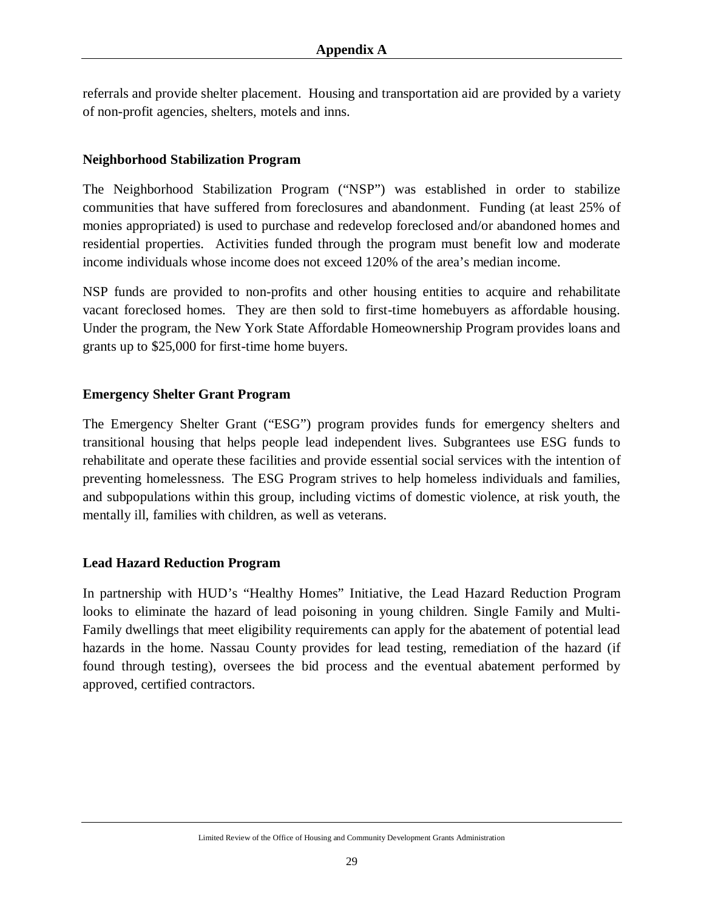referrals and provide shelter placement. Housing and transportation aid are provided by a variety of non-profit agencies, shelters, motels and inns.

**Neighborhood Stabilization Program**

The Neighborhood Stabilization Program ("NSP") was established in order to stabilize communities that have suffered from foreclosures and abandonment. Funding (at least 25% of monies appropriated) is used to purchase and redevelop foreclosed and/or abandoned homes and residential properties. Activities funded through the program must benefit low and moderate income individuals whose income does not exceed 120% of the area's median income.

NSP funds are provided to non-profits and other housing entities to acquire and rehabilitate vacant foreclosed homes. They are then sold to first-time homebuyers as affordable housing. Under the program, the New York State Affordable Homeownership Program provides loans and grants up to $25,000 for first-time home buyers.

**Emergency Shelter Grant Program**

The Emergency Shelter Grant ("ESG") program provides funds for emergency shelters and transitional housing that helps people lead independent lives. Subgrantees use ESG funds to rehabilitate and operate these facilities and provide essential social services with the intention of preventing homelessness. The ESG Program strives to help homeless individuals and families, and subpopulations within this group, including victims of domestic violence, at risk youth, the mentally ill, families with children, as well as veterans.

**Lead Hazard Reduction Program**

In partnership with HUD's "Healthy Homes" Initiative, the Lead Hazard Reduction Program looks to eliminate the hazard of lead poisoning in young children. Single Family and Multi-Family dwellings that meet eligibility requirements can apply for the abatement of potential lead hazards in the home. Nassau County provides for lead testing, remediation of the hazard (if found through testing), oversees the bid process and the eventual abatement performed by approved, certified contractors.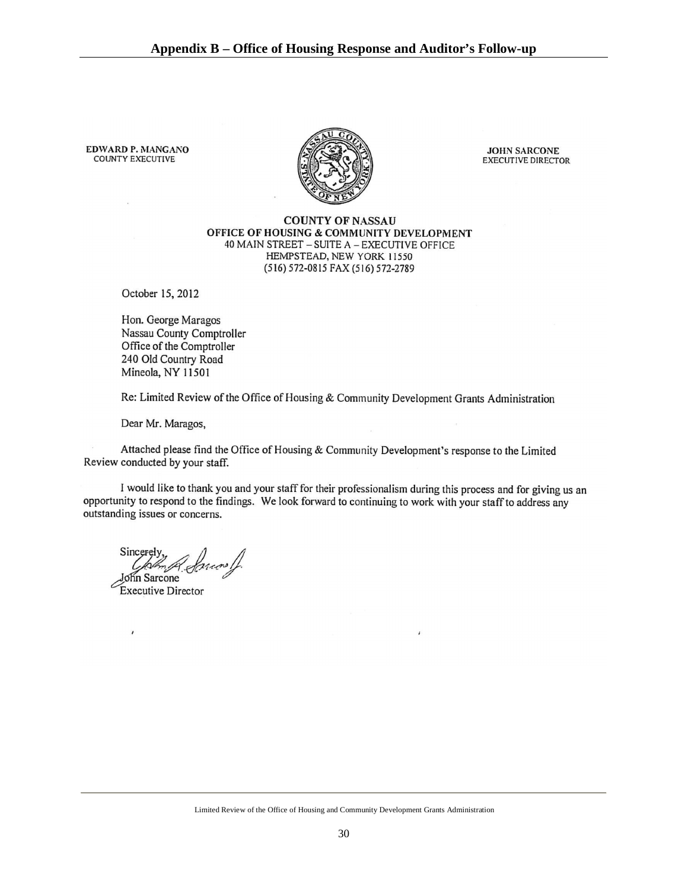## Appendix B – Office of Housing Response and Auditor's Follow-up

**EDWARD P. MANGANO**
COUNTY EXECUTIVE

**JOHN SARCONE**
EXECUTIVE DIRECTOR

**COUNTY OF NASSAU**
**OFFICE OF HOUSING & COMMUNITY DEVELOPMENT**
40 MAIN STREET – SUITE A – EXECUTIVE OFFICE
HEMPSTEAD, NEW YORK 11550
(516) 572-0815 FAX (516) 572-2789

October 15, 2012

Hon. George Maragos
Nassau County Comptroller
Office of the Comptroller
240 Old Country Road
Mineola, NY 11501

Re: Limited Review of the Office of Housing & Community Development Grants Administration

Dear Mr. Maragos,

Attached please find the Office of Housing & Community Development's response to the Limited Review conducted by your staff.

I would like to thank you and your staff for their professionalism during this process and for giving us an opportunity to respond to the findings. We look forward to continuing to work with your staff to address any outstanding issues or concerns.

Sincerely,

John Sarcone
Executive Director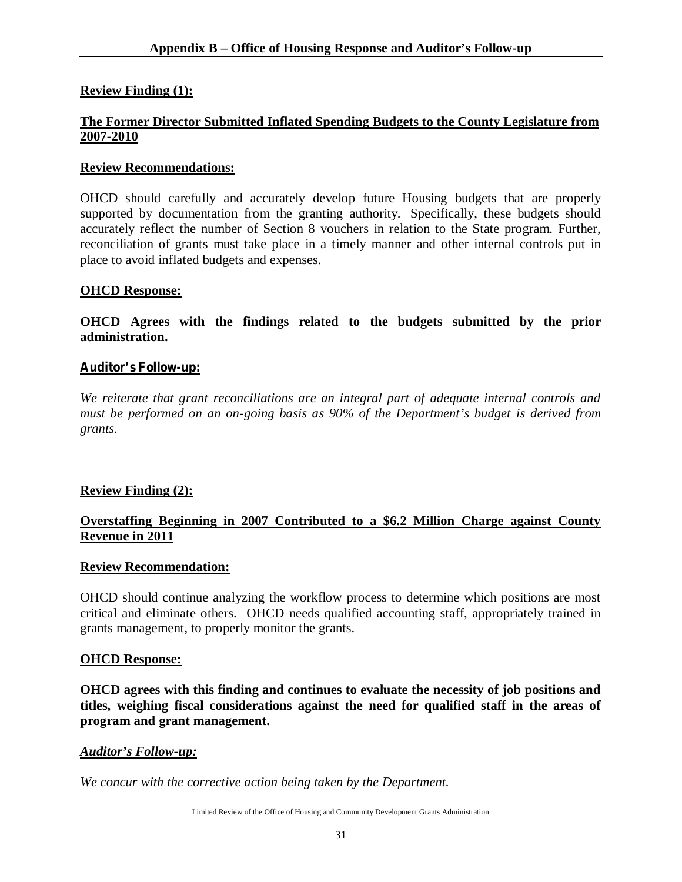## Appendix B – Office of Housing Response and Auditor's Follow-up

**Review Finding (1):**

**The Former Director Submitted Inflated Spending Budgets to the County Legislature from 2007-2010**

**Review Recommendations:**

OHCD should carefully and accurately develop future Housing budgets that are properly supported by documentation from the granting authority. Specifically, these budgets should accurately reflect the number of Section 8 vouchers in relation to the State program. Further, reconciliation of grants must take place in a timely manner and other internal controls put in place to avoid inflated budgets and expenses.

**OHCD Response:**

**OHCD Agrees with the findings related to the budgets submitted by the prior administration.**

**Auditor's Follow-up:**

*We reiterate that grant reconciliations are an integral part of adequate internal controls and must be performed on an on-going basis as 90% of the Department's budget is derived from grants.*

**Review Finding (2):**

**Overstaffing Beginning in 2007 Contributed to a \$6.2 Million Charge against County Revenue in 2011**

**Review Recommendation:**

OHCD should continue analyzing the workflow process to determine which positions are most critical and eliminate others. OHCD needs qualified accounting staff, appropriately trained in grants management, to properly monitor the grants.

**OHCD Response:**

**OHCD agrees with this finding and continues to evaluate the necessity of job positions and titles, weighing fiscal considerations against the need for qualified staff in the areas of program and grant management.**

***Auditor's Follow-up:***

*We concur with the corrective action being taken by the Department.*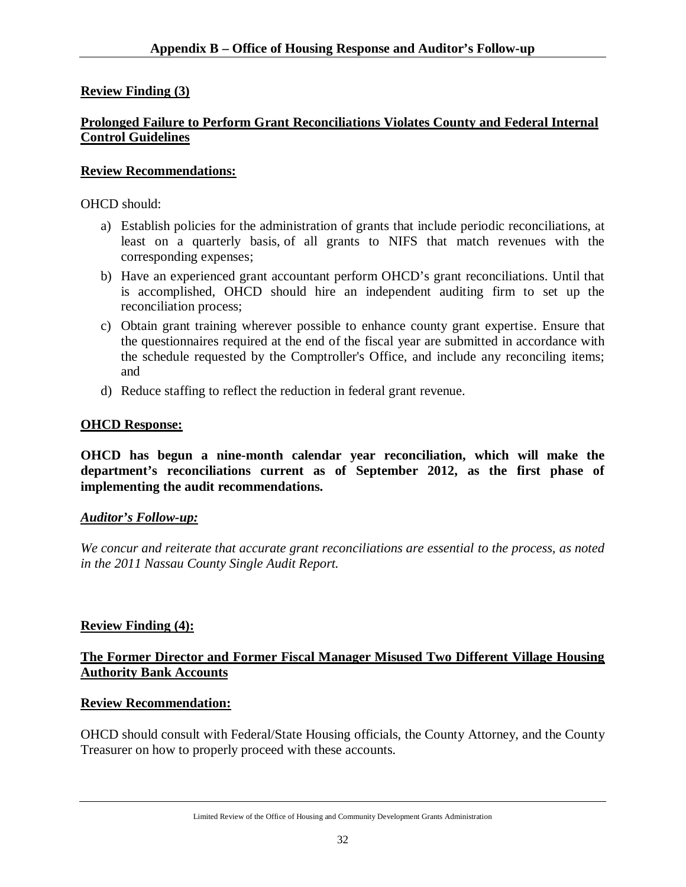## Appendix B – Office of Housing Response and Auditor's Follow-up

**Review Finding (3)**

**Prolonged Failure to Perform Grant Reconciliations Violates County and Federal Internal Control Guidelines**

**Review Recommendations:**

OHCD should:

a) Establish policies for the administration of grants that include periodic reconciliations, at least on a quarterly basis, of all grants to NIFS that match revenues with the corresponding expenses;

b) Have an experienced grant accountant perform OHCD's grant reconciliations. Until that is accomplished, OHCD should hire an independent auditing firm to set up the reconciliation process;

c) Obtain grant training wherever possible to enhance county grant expertise. Ensure that the questionnaires required at the end of the fiscal year are submitted in accordance with the schedule requested by the Comptroller's Office, and include any reconciling items; and

d) Reduce staffing to reflect the reduction in federal grant revenue.

**OHCD Response:**

**OHCD has begun a nine-month calendar year reconciliation, which will make the department's reconciliations current as of September 2012, as the first phase of implementing the audit recommendations.**

***Auditor's Follow-up:***

*We concur and reiterate that accurate grant reconciliations are essential to the process, as noted in the 2011 Nassau County Single Audit Report.*

**Review Finding (4):**

**The Former Director and Former Fiscal Manager Misused Two Different Village Housing Authority Bank Accounts**

**Review Recommendation:**

OHCD should consult with Federal/State Housing officials, the County Attorney, and the County Treasurer on how to properly proceed with these accounts.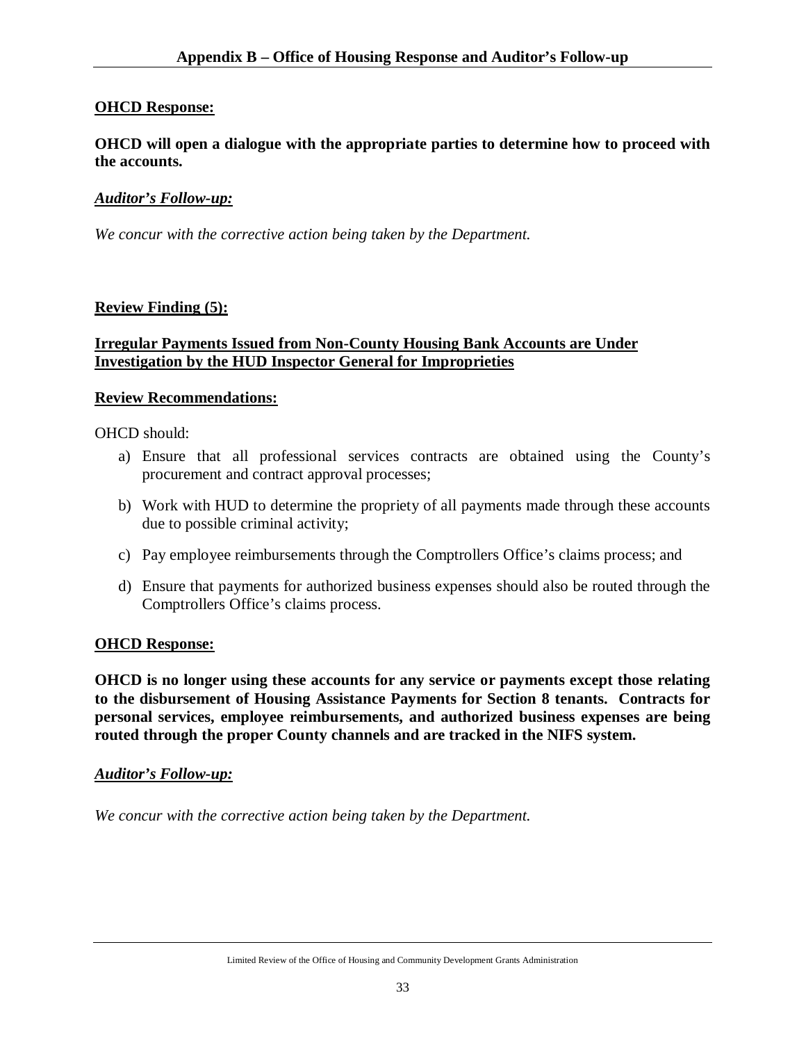## Appendix B – Office of Housing Response and Auditor's Follow-up

**OHCD Response:**

**OHCD will open a dialogue with the appropriate parties to determine how to proceed with the accounts.**

***Auditor's Follow-up:***

*We concur with the corrective action being taken by the Department.*

**Review Finding (5):**

**Irregular Payments Issued from Non-County Housing Bank Accounts are Under Investigation by the HUD Inspector General for Improprieties**

**Review Recommendations:**

OHCD should:

a) Ensure that all professional services contracts are obtained using the County's procurement and contract approval processes;

b) Work with HUD to determine the propriety of all payments made through these accounts due to possible criminal activity;

c) Pay employee reimbursements through the Comptrollers Office's claims process; and

d) Ensure that payments for authorized business expenses should also be routed through the Comptrollers Office's claims process.

**OHCD Response:**

**OHCD is no longer using these accounts for any service or payments except those relating to the disbursement of Housing Assistance Payments for Section 8 tenants. Contracts for personal services, employee reimbursements, and authorized business expenses are being routed through the proper County channels and are tracked in the NIFS system.**

***Auditor's Follow-up:***

*We concur with the corrective action being taken by the Department.*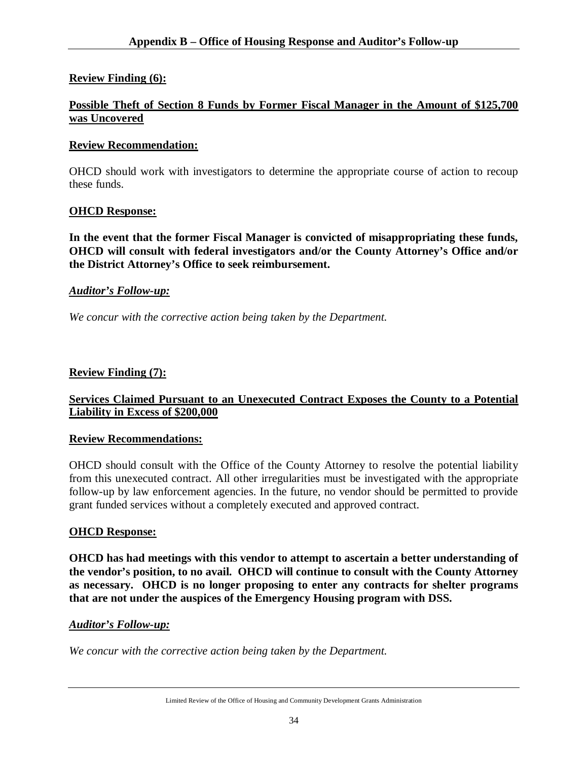## Appendix B – Office of Housing Response and Auditor's Follow-up

**Review Finding (6):**

**Possible Theft of Section 8 Funds by Former Fiscal Manager in the Amount of $125,700 was Uncovered**

**Review Recommendation:**

OHCD should work with investigators to determine the appropriate course of action to recoup these funds.

**OHCD Response:**

**In the event that the former Fiscal Manager is convicted of misappropriating these funds, OHCD will consult with federal investigators and/or the County Attorney's Office and/or the District Attorney's Office to seek reimbursement.**

***Auditor's Follow-up:***

*We concur with the corrective action being taken by the Department.*

**Review Finding (7):**

**Services Claimed Pursuant to an Unexecuted Contract Exposes the County to a Potential Liability in Excess of $200,000**

**Review Recommendations:**

OHCD should consult with the Office of the County Attorney to resolve the potential liability from this unexecuted contract. All other irregularities must be investigated with the appropriate follow-up by law enforcement agencies. In the future, no vendor should be permitted to provide grant funded services without a completely executed and approved contract.

**OHCD Response:**

**OHCD has had meetings with this vendor to attempt to ascertain a better understanding of the vendor's position, to no avail. OHCD will continue to consult with the County Attorney as necessary. OHCD is no longer proposing to enter any contracts for shelter programs that are not under the auspices of the Emergency Housing program with DSS.**

***Auditor's Follow-up:***

*We concur with the corrective action being taken by the Department.*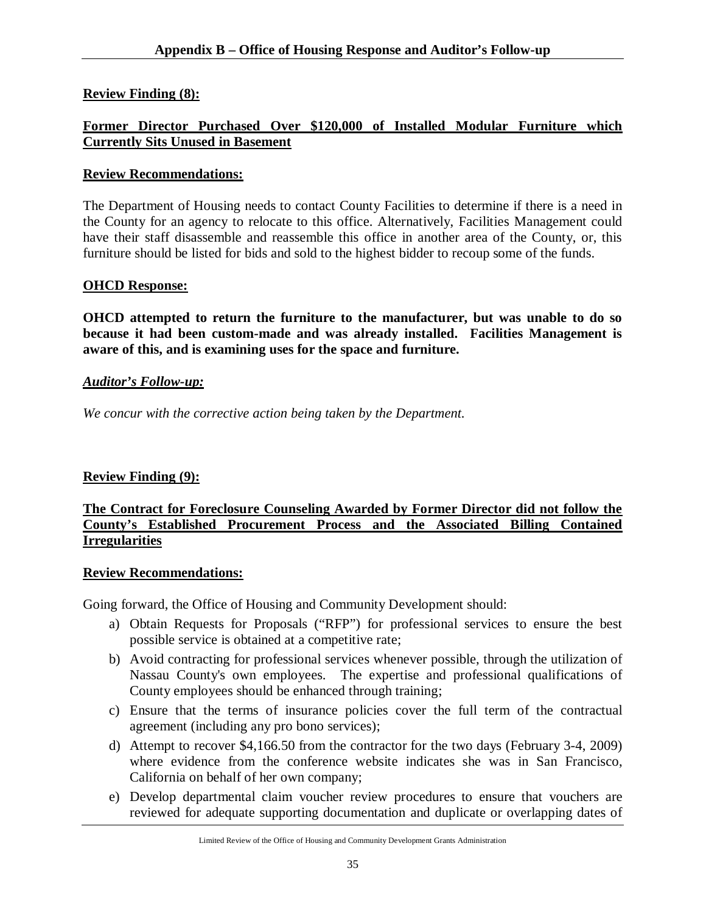## Appendix B – Office of Housing Response and Auditor's Follow-up

**Review Finding (8):**

**Former Director Purchased Over $120,000 of Installed Modular Furniture which Currently Sits Unused in Basement**

**Review Recommendations:**

The Department of Housing needs to contact County Facilities to determine if there is a need in the County for an agency to relocate to this office. Alternatively, Facilities Management could have their staff disassemble and reassemble this office in another area of the County, or, this furniture should be listed for bids and sold to the highest bidder to recoup some of the funds.

**OHCD Response:**

**OHCD attempted to return the furniture to the manufacturer, but was unable to do so because it had been custom-made and was already installed. Facilities Management is aware of this, and is examining uses for the space and furniture.**

***Auditor's Follow-up:***

*We concur with the corrective action being taken by the Department.*

**Review Finding (9):**

**The Contract for Foreclosure Counseling Awarded by Former Director did not follow the County's Established Procurement Process and the Associated Billing Contained Irregularities**

**Review Recommendations:**

Going forward, the Office of Housing and Community Development should:

a) Obtain Requests for Proposals ("RFP") for professional services to ensure the best possible service is obtained at a competitive rate;

b) Avoid contracting for professional services whenever possible, through the utilization of Nassau County's own employees. The expertise and professional qualifications of County employees should be enhanced through training;

c) Ensure that the terms of insurance policies cover the full term of the contractual agreement (including any pro bono services);

d) Attempt to recover $4,166.50 from the contractor for the two days (February 3-4, 2009) where evidence from the conference website indicates she was in San Francisco, California on behalf of her own company;

e) Develop departmental claim voucher review procedures to ensure that vouchers are reviewed for adequate supporting documentation and duplicate or overlapping dates of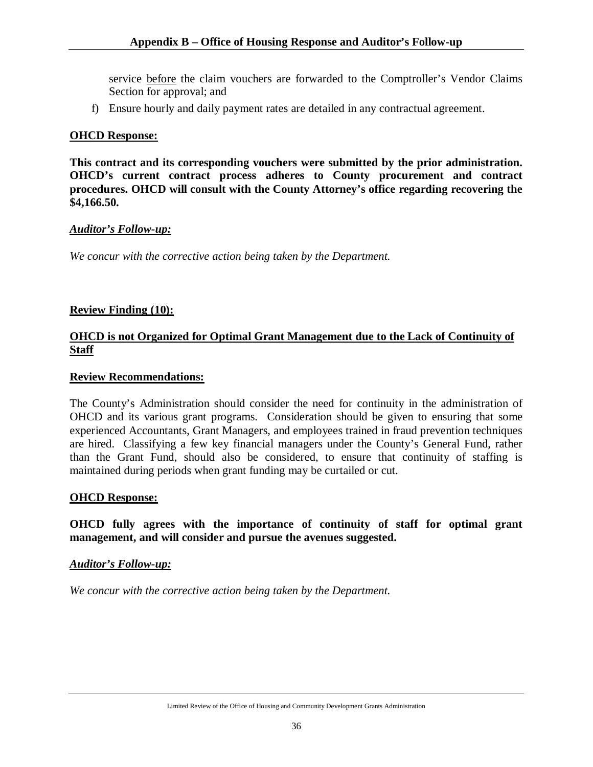service <u>before</u> the claim vouchers are forwarded to the Comptroller's Vendor Claims Section for approval; and

f) Ensure hourly and daily payment rates are detailed in any contractual agreement.

**<u>OHCD Response:</u>**

**This contract and its corresponding vouchers were submitted by the prior administration. OHCD's current contract process adheres to County procurement and contract procedures. OHCD will consult with the County Attorney's office regarding recovering the $4,166.50.**

***<u>Auditor's Follow-up:</u>***

*We concur with the corrective action being taken by the Department.*

**<u>Review Finding (10):</u>**

**<u>OHCD is not Organized for Optimal Grant Management due to the Lack of Continuity of Staff</u>**

**<u>Review Recommendations:</u>**

The County's Administration should consider the need for continuity in the administration of OHCD and its various grant programs. Consideration should be given to ensuring that some experienced Accountants, Grant Managers, and employees trained in fraud prevention techniques are hired. Classifying a few key financial managers under the County's General Fund, rather than the Grant Fund, should also be considered, to ensure that continuity of staffing is maintained during periods when grant funding may be curtailed or cut.

**<u>OHCD Response:</u>**

**OHCD fully agrees with the importance of continuity of staff for optimal grant management, and will consider and pursue the avenues suggested.**

***<u>Auditor's Follow-up:</u>***

*We concur with the corrective action being taken by the Department.*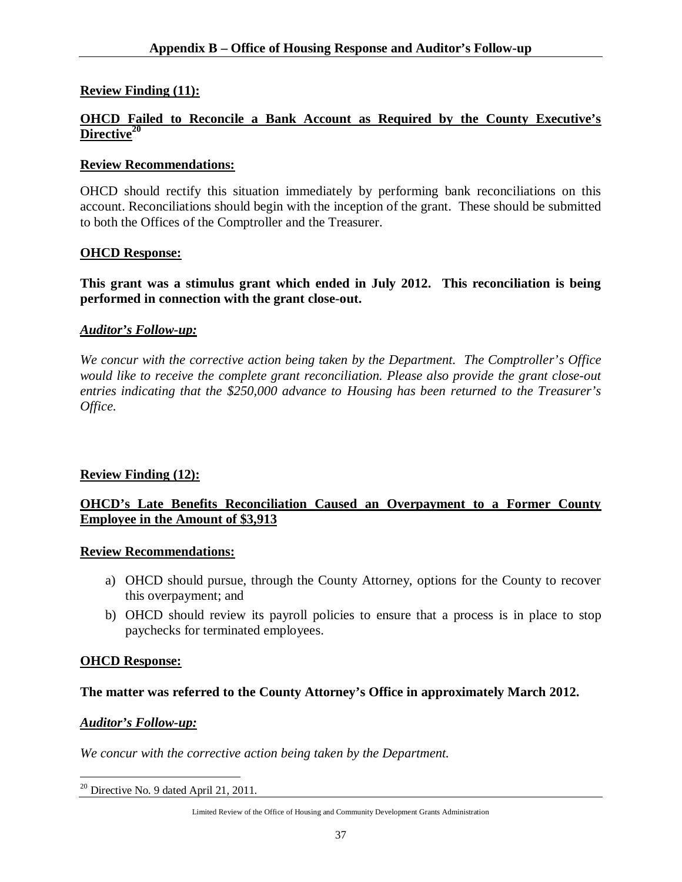## Appendix B – Office of Housing Response and Auditor's Follow-up

**Review Finding (11):**

**OHCD Failed to Reconcile a Bank Account as Required by the County Executive's Directive[20]**

**Review Recommendations:**

OHCD should rectify this situation immediately by performing bank reconciliations on this account. Reconciliations should begin with the inception of the grant. These should be submitted to both the Offices of the Comptroller and the Treasurer.

**OHCD Response:**

**This grant was a stimulus grant which ended in July 2012. This reconciliation is being performed in connection with the grant close-out.**

***Auditor's Follow-up:***

*We concur with the corrective action being taken by the Department. The Comptroller's Office would like to receive the complete grant reconciliation. Please also provide the grant close-out entries indicating that the $250,000 advance to Housing has been returned to the Treasurer's Office.*

**Review Finding (12):**

**OHCD's Late Benefits Reconciliation Caused an Overpayment to a Former County Employee in the Amount of $3,913**

**Review Recommendations:**

a) OHCD should pursue, through the County Attorney, options for the County to recover this overpayment; and

b) OHCD should review its payroll policies to ensure that a process is in place to stop paychecks for terminated employees.

**OHCD Response:**

**The matter was referred to the County Attorney's Office in approximately March 2012.**

***Auditor's Follow-up:***

*We concur with the corrective action being taken by the Department.*

[20] Directive No. 9 dated April 21, 2011.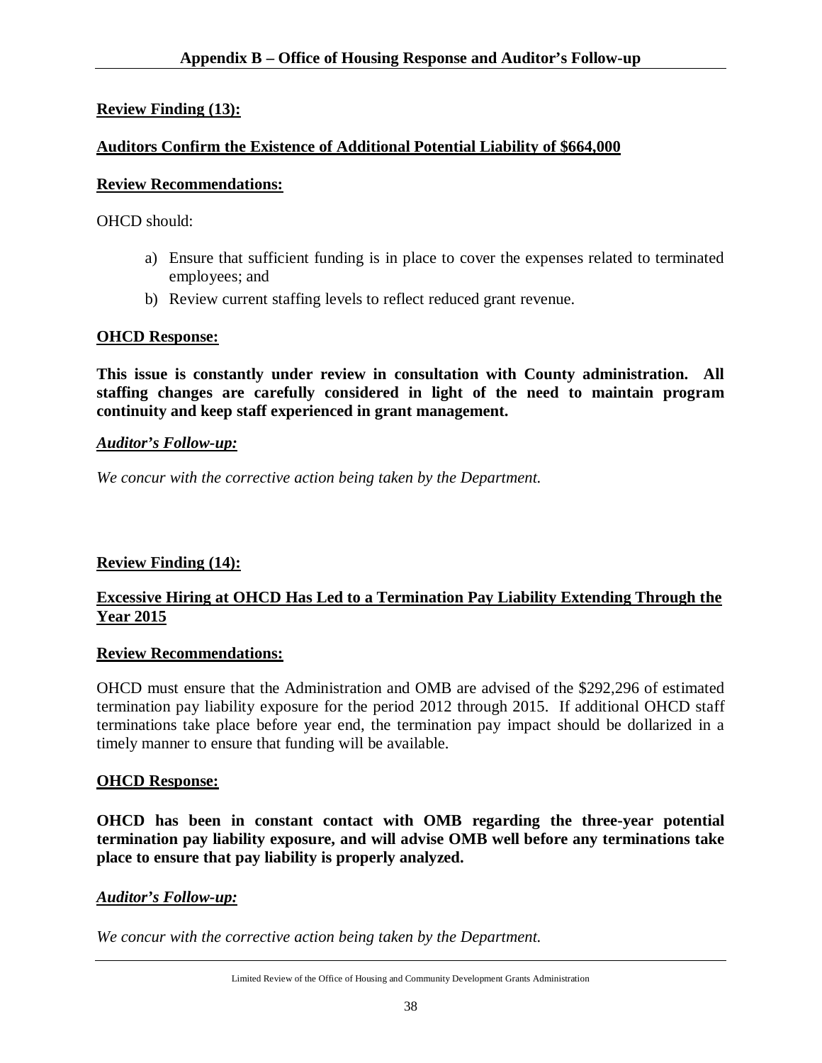## Appendix B – Office of Housing Response and Auditor's Follow-up

**Review Finding (13):**

**Auditors Confirm the Existence of Additional Potential Liability of $664,000**

**Review Recommendations:**

OHCD should:

a) Ensure that sufficient funding is in place to cover the expenses related to terminated employees; and
b) Review current staffing levels to reflect reduced grant revenue.

**OHCD Response:**

**This issue is constantly under review in consultation with County administration. All staffing changes are carefully considered in light of the need to maintain program continuity and keep staff experienced in grant management.**

***Auditor's Follow-up:***

*We concur with the corrective action being taken by the Department.*

**Review Finding (14):**

**Excessive Hiring at OHCD Has Led to a Termination Pay Liability Extending Through the Year 2015**

**Review Recommendations:**

OHCD must ensure that the Administration and OMB are advised of the $292,296 of estimated termination pay liability exposure for the period 2012 through 2015. If additional OHCD staff terminations take place before year end, the termination pay impact should be dollarized in a timely manner to ensure that funding will be available.

**OHCD Response:**

**OHCD has been in constant contact with OMB regarding the three-year potential termination pay liability exposure, and will advise OMB well before any terminations take place to ensure that pay liability is properly analyzed.**

***Auditor's Follow-up:***

*We concur with the corrective action being taken by the Department.*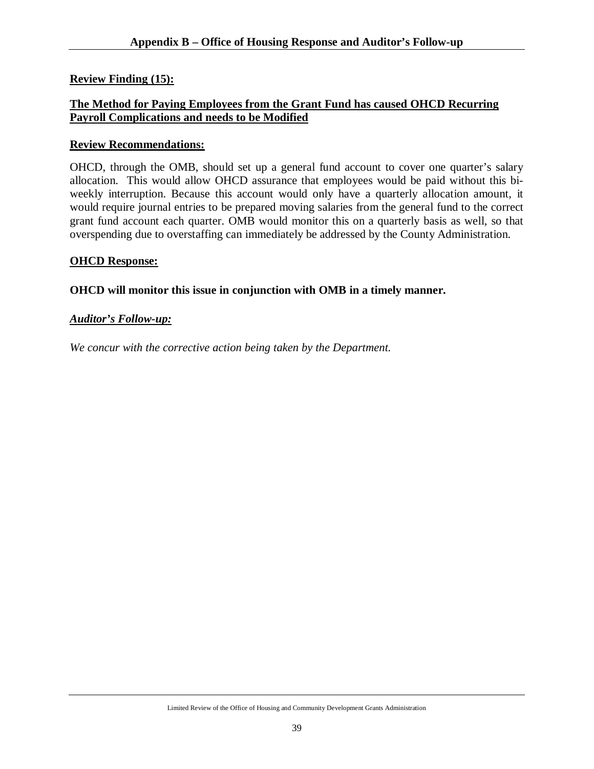**Review Finding (15):**

**The Method for Paying Employees from the Grant Fund has caused OHCD Recurring Payroll Complications and needs to be Modified**

**Review Recommendations:**

OHCD, through the OMB, should set up a general fund account to cover one quarter's salary allocation. This would allow OHCD assurance that employees would be paid without this bi-weekly interruption. Because this account would only have a quarterly allocation amount, it would require journal entries to be prepared moving salaries from the general fund to the correct grant fund account each quarter. OMB would monitor this on a quarterly basis as well, so that overspending due to overstaffing can immediately be addressed by the County Administration.

**OHCD Response:**

**OHCD will monitor this issue in conjunction with OMB in a timely manner.**

***Auditor's Follow-up:***

*We concur with the corrective action being taken by the Department.*